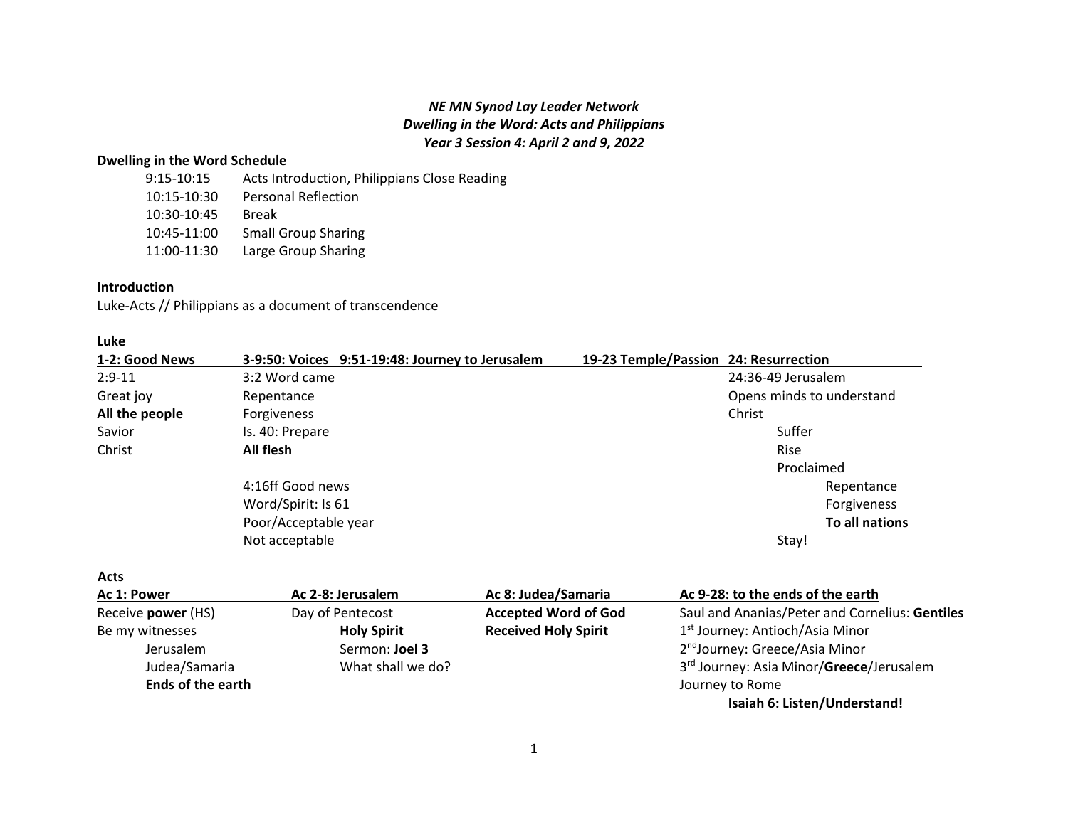***NE MN Synod Lay Leader Network***
***Dwelling in the Word: Acts and Philippians***
***Year 3 Session 4: April 2 and 9, 2022***

**Dwelling in the Word Schedule**

| | |
|---|---|
| 9:15-10:15 | Acts Introduction, Philippians Close Reading |
| 10:15-10:30 | Personal Reflection |
| 10:30-10:45 | Break |
| 10:45-11:00 | Small Group Sharing |
| 11:00-11:30 | Large Group Sharing |

**Introduction**

Luke-Acts // Philippians as a document of transcendence

**Luke**

| 1-2: Good News | 3-9:50: Voices | 9:51-19:48: Journey to Jerusalem | 19-23 Temple/Passion | 24: Resurrection |
|---|---|---|---|---|
| 2:9-11 | 3:2 Word came | | | 24:36-49 Jerusalem |
| Great joy | Repentance | | | Opens minds to understand |
| **All the people** | Forgiveness | | | Christ |
| Savior | Is. 40: Prepare | | | Suffer |
| Christ | **All flesh** | | | Rise |
| | | | | Proclaimed |
| | 4:16ff Good news | | | Repentance |
| | Word/Spirit: Is 61 | | | Forgiveness |
| | Poor/Acceptable year | | | **To all nations** |
| | Not acceptable | | | Stay! |

**Acts**

| Ac 1: Power | Ac 2-8: Jerusalem | Ac 8: Judea/Samaria | Ac 9-28: to the ends of the earth |
|---|---|---|---|
| Receive **power** (HS) | Day of Pentecost | **Accepted Word of God** | Saul and Ananias/Peter and Cornelius: **Gentiles** |
| Be my witnesses | **Holy Spirit** | **Received Holy Spirit** | 1st Journey: Antioch/Asia Minor |
| Jerusalem | Sermon: **Joel 3** | | 2nd Journey: Greece/Asia Minor |
| Judea/Samaria | What shall we do? | | 3rd Journey: Asia Minor/**Greece**/Jerusalem |
| **Ends of the earth** | | | Journey to Rome |
| | | | **Isaiah 6: Listen/Understand!** |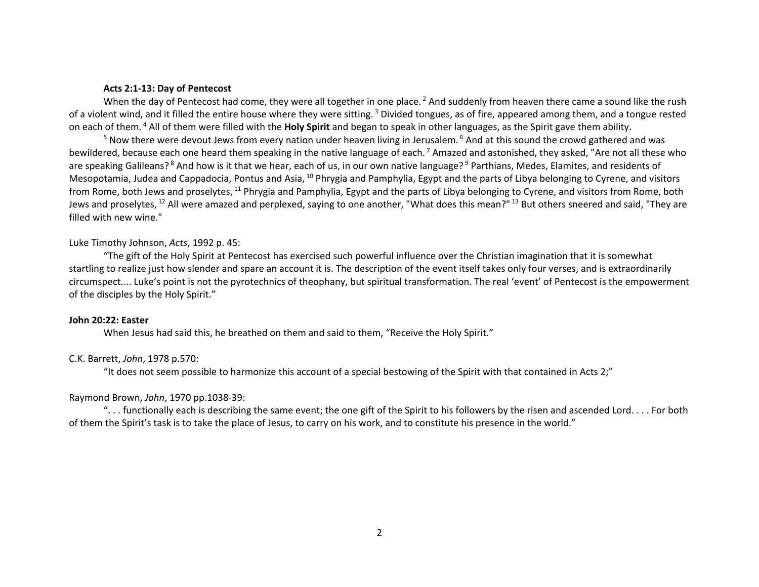**Acts 2:1-13: Day of Pentecost**

When the day of Pentecost had come, they were all together in one place. [2] And suddenly from heaven there came a sound like the rush of a violent wind, and it filled the entire house where they were sitting. [3] Divided tongues, as of fire, appeared among them, and a tongue rested on each of them. [4] All of them were filled with the **Holy Spirit** and began to speak in other languages, as the Spirit gave them ability.

[5] Now there were devout Jews from every nation under heaven living in Jerusalem. [6] And at this sound the crowd gathered and was bewildered, because each one heard them speaking in the native language of each. [7] Amazed and astonished, they asked, "Are not all these who are speaking Galileans? [8] And how is it that we hear, each of us, in our own native language? [9] Parthians, Medes, Elamites, and residents of Mesopotamia, Judea and Cappadocia, Pontus and Asia, [10] Phrygia and Pamphylia, Egypt and the parts of Libya belonging to Cyrene, and visitors from Rome, both Jews and proselytes, [11] Phrygia and Pamphylia, Egypt and the parts of Libya belonging to Cyrene, and visitors from Rome, both Jews and proselytes, [12] All were amazed and perplexed, saying to one another, "What does this mean?" [13] But others sneered and said, "They are filled with new wine."

Luke Timothy Johnson, *Acts*, 1992 p. 45:

"The gift of the Holy Spirit at Pentecost has exercised such powerful influence over the Christian imagination that it is somewhat startling to realize just how slender and spare an account it is. The description of the event itself takes only four verses, and is extraordinarily circumspect.... Luke's point is not the pyrotechnics of theophany, but spiritual transformation. The real 'event' of Pentecost is the empowerment of the disciples by the Holy Spirit."

**John 20:22: Easter**

When Jesus had said this, he breathed on them and said to them, "Receive the Holy Spirit."

C.K. Barrett, *John*, 1978 p.570:

"It does not seem possible to harmonize this account of a special bestowing of the Spirit with that contained in Acts 2;"

Raymond Brown, *John*, 1970 pp.1038-39:

". . . functionally each is describing the same event; the one gift of the Spirit to his followers by the risen and ascended Lord. . . . For both of them the Spirit's task is to take the place of Jesus, to carry on his work, and to constitute his presence in the world."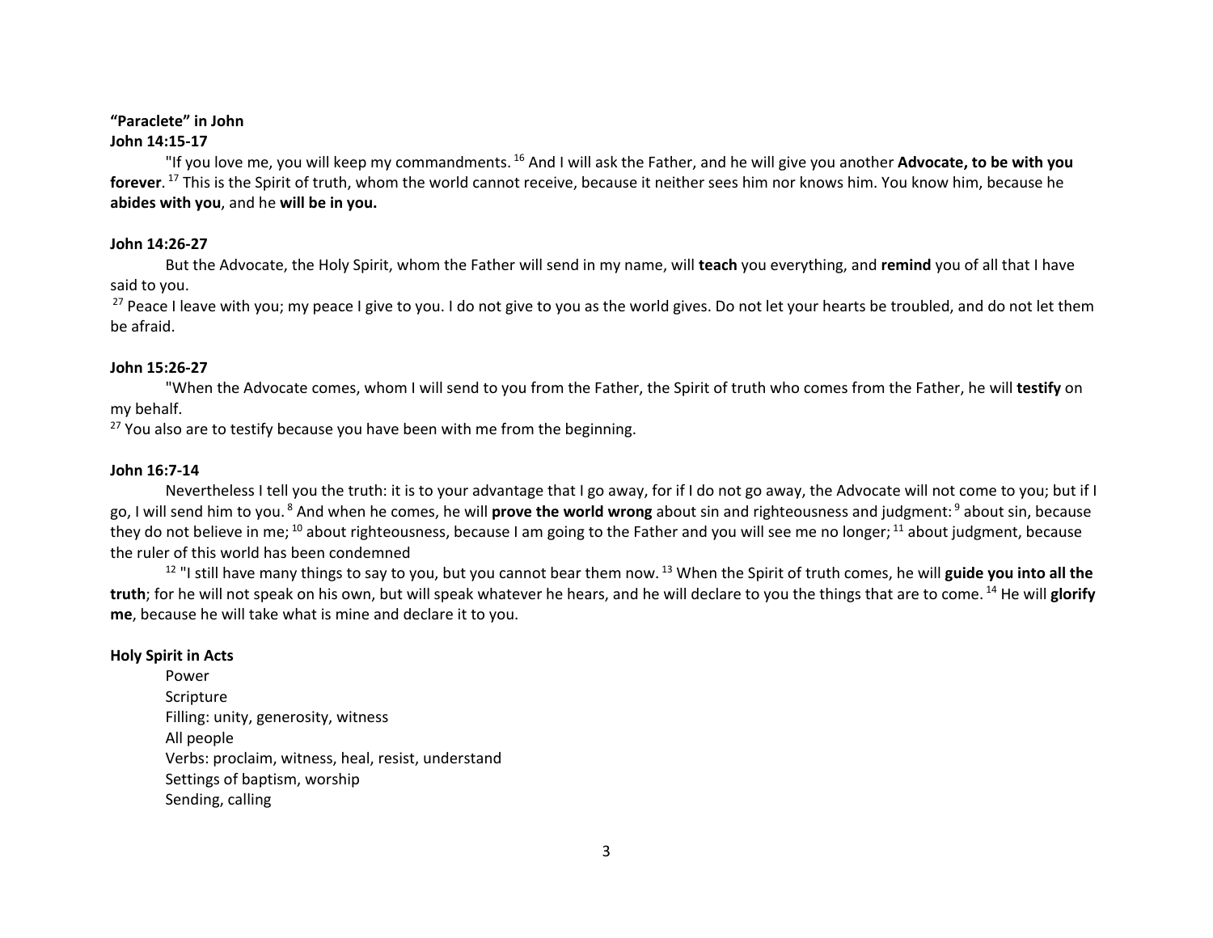**"Paraclete" in John**

**John 14:15-17**

"If you love me, you will keep my commandments. [16] And I will ask the Father, and he will give you another **Advocate, to be with you forever**. [17] This is the Spirit of truth, whom the world cannot receive, because it neither sees him nor knows him. You know him, because he **abides with you**, and he **will be in you.**

**John 14:26-27**

But the Advocate, the Holy Spirit, whom the Father will send in my name, will **teach** you everything, and **remind** you of all that I have said to you.

[27] Peace I leave with you; my peace I give to you. I do not give to you as the world gives. Do not let your hearts be troubled, and do not let them be afraid.

**John 15:26-27**

"When the Advocate comes, whom I will send to you from the Father, the Spirit of truth who comes from the Father, he will **testify** on my behalf.

[27] You also are to testify because you have been with me from the beginning.

**John 16:7-14**

Nevertheless I tell you the truth: it is to your advantage that I go away, for if I do not go away, the Advocate will not come to you; but if I go, I will send him to you. [8] And when he comes, he will **prove the world wrong** about sin and righteousness and judgment: [9] about sin, because they do not believe in me; [10] about righteousness, because I am going to the Father and you will see me no longer; [11] about judgment, because the ruler of this world has been condemned

[12] "I still have many things to say to you, but you cannot bear them now. [13] When the Spirit of truth comes, he will **guide you into all the truth**; for he will not speak on his own, but will speak whatever he hears, and he will declare to you the things that are to come. [14] He will **glorify me**, because he will take what is mine and declare it to you.

**Holy Spirit in Acts**

Power
Scripture
Filling: unity, generosity, witness
All people
Verbs: proclaim, witness, heal, resist, understand
Settings of baptism, worship
Sending, calling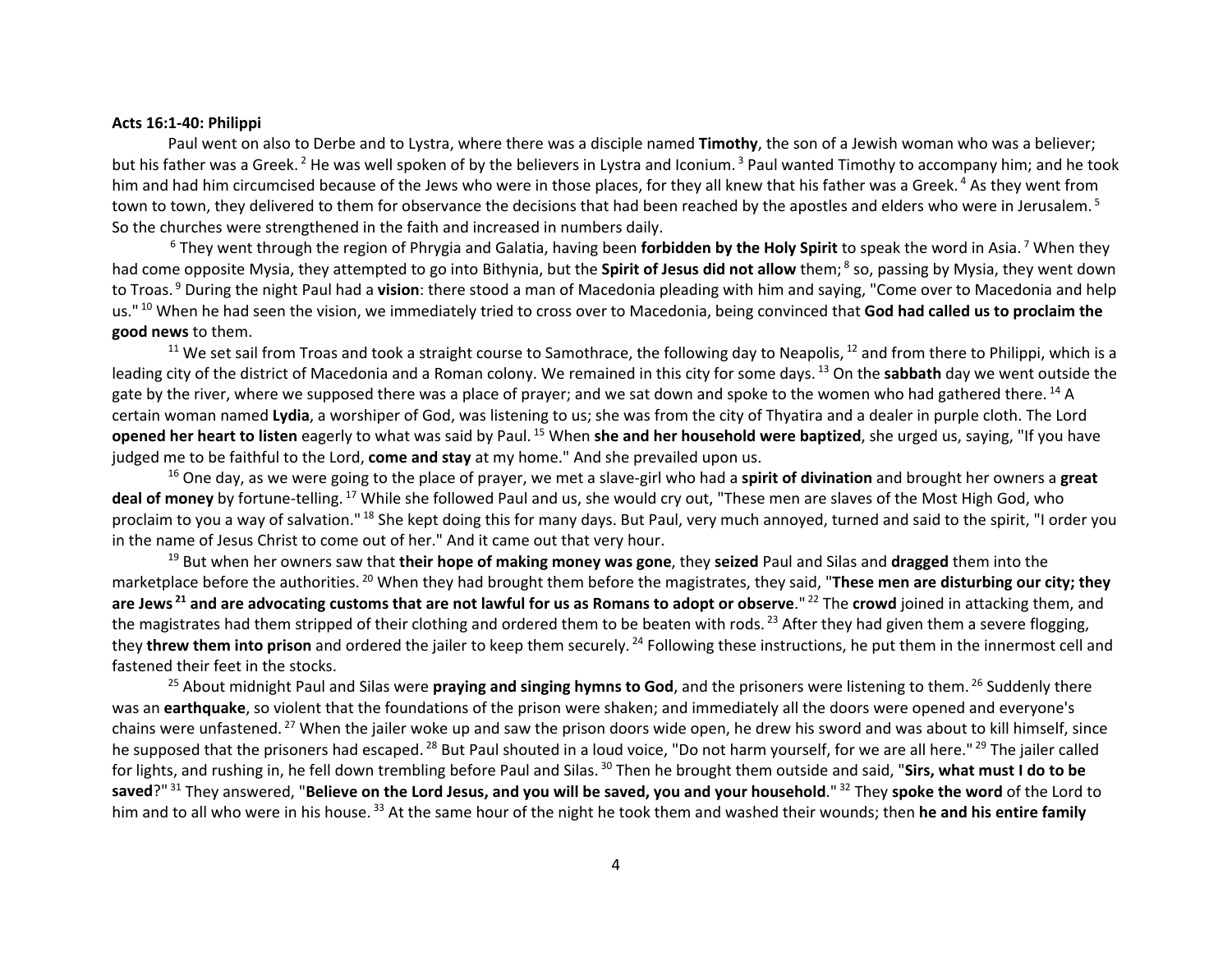**Acts 16:1-40: Philippi**

Paul went on also to Derbe and to Lystra, where there was a disciple named **Timothy**, the son of a Jewish woman who was a believer; but his father was a Greek. [2] He was well spoken of by the believers in Lystra and Iconium. [3] Paul wanted Timothy to accompany him; and he took him and had him circumcised because of the Jews who were in those places, for they all knew that his father was a Greek. [4] As they went from town to town, they delivered to them for observance the decisions that had been reached by the apostles and elders who were in Jerusalem. [5] So the churches were strengthened in the faith and increased in numbers daily.

[6] They went through the region of Phrygia and Galatia, having been **forbidden by the Holy Spirit** to speak the word in Asia. [7] When they had come opposite Mysia, they attempted to go into Bithynia, but the **Spirit of Jesus did not allow** them; [8] so, passing by Mysia, they went down to Troas. [9] During the night Paul had a **vision**: there stood a man of Macedonia pleading with him and saying, "Come over to Macedonia and help us." [10] When he had seen the vision, we immediately tried to cross over to Macedonia, being convinced that **God had called us to proclaim the good news** to them.

[11] We set sail from Troas and took a straight course to Samothrace, the following day to Neapolis, [12] and from there to Philippi, which is a leading city of the district of Macedonia and a Roman colony. We remained in this city for some days. [13] On the **sabbath** day we went outside the gate by the river, where we supposed there was a place of prayer; and we sat down and spoke to the women who had gathered there. [14] A certain woman named **Lydia**, a worshiper of God, was listening to us; she was from the city of Thyatira and a dealer in purple cloth. The Lord **opened her heart to listen** eagerly to what was said by Paul. [15] When **she and her household were baptized**, she urged us, saying, "If you have judged me to be faithful to the Lord, **come and stay** at my home." And she prevailed upon us.

[16] One day, as we were going to the place of prayer, we met a slave-girl who had a **spirit of divination** and brought her owners a **great deal of money** by fortune-telling. [17] While she followed Paul and us, she would cry out, "These men are slaves of the Most High God, who proclaim to you a way of salvation." [18] She kept doing this for many days. But Paul, very much annoyed, turned and said to the spirit, "I order you in the name of Jesus Christ to come out of her." And it came out that very hour.

[19] But when her owners saw that **their hope of making money was gone**, they **seized** Paul and Silas and **dragged** them into the marketplace before the authorities. [20] When they had brought them before the magistrates, they said, "**These men are disturbing our city; they are Jews [21] and are advocating customs that are not lawful for us as Romans to adopt or observe**." [22] The **crowd** joined in attacking them, and the magistrates had them stripped of their clothing and ordered them to be beaten with rods. [23] After they had given them a severe flogging, they **threw them into prison** and ordered the jailer to keep them securely. [24] Following these instructions, he put them in the innermost cell and fastened their feet in the stocks.

[25] About midnight Paul and Silas were **praying and singing hymns to God**, and the prisoners were listening to them. [26] Suddenly there was an **earthquake**, so violent that the foundations of the prison were shaken; and immediately all the doors were opened and everyone's chains were unfastened. [27] When the jailer woke up and saw the prison doors wide open, he drew his sword and was about to kill himself, since he supposed that the prisoners had escaped. [28] But Paul shouted in a loud voice, "Do not harm yourself, for we are all here." [29] The jailer called for lights, and rushing in, he fell down trembling before Paul and Silas. [30] Then he brought them outside and said, "**Sirs, what must I do to be saved**?" [31] They answered, "**Believe on the Lord Jesus, and you will be saved, you and your household**." [32] They **spoke the word** of the Lord to him and to all who were in his house. [33] At the same hour of the night he took them and washed their wounds; then **he and his entire family**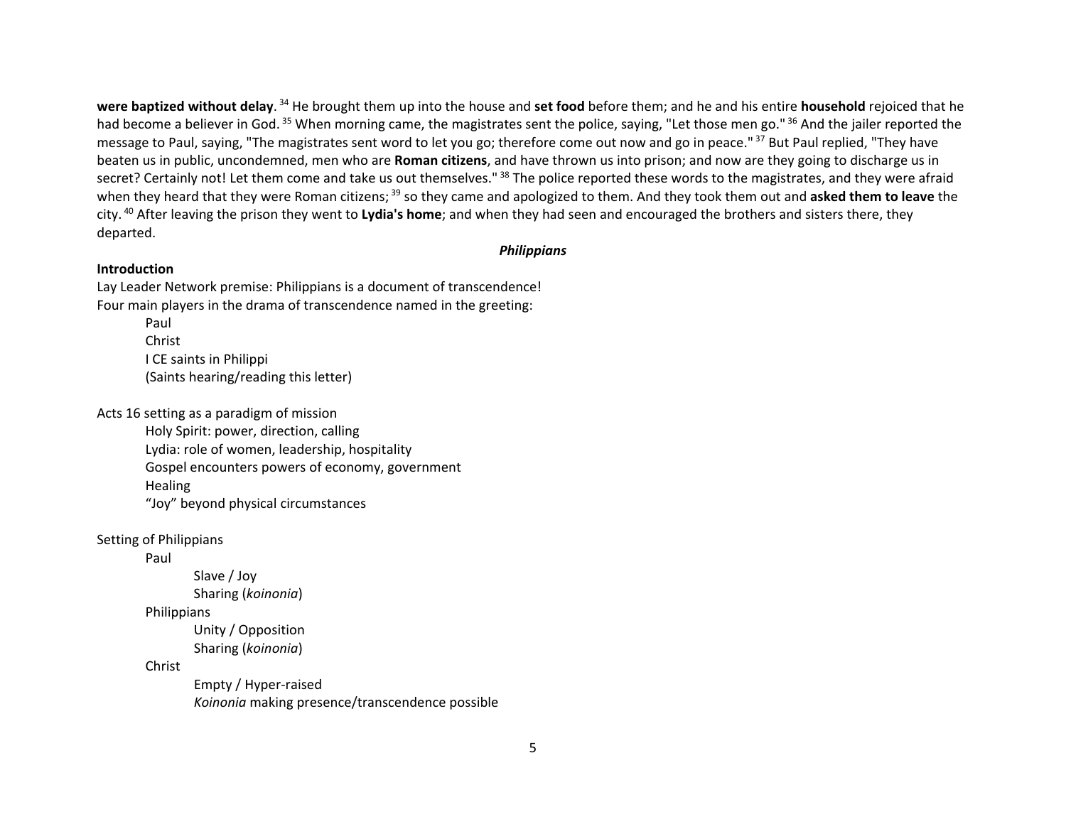**were baptized without delay**. [34] He brought them up into the house and **set food** before them; and he and his entire **household** rejoiced that he had become a believer in God. [35] When morning came, the magistrates sent the police, saying, "Let those men go." [36] And the jailer reported the message to Paul, saying, "The magistrates sent word to let you go; therefore come out now and go in peace." [37] But Paul replied, "They have beaten us in public, uncondemned, men who are **Roman citizens**, and have thrown us into prison; and now are they going to discharge us in secret? Certainly not! Let them come and take us out themselves." [38] The police reported these words to the magistrates, and they were afraid when they heard that they were Roman citizens; [39] so they came and apologized to them. And they took them out and **asked them to leave** the city. [40] After leaving the prison they went to **Lydia's home**; and when they had seen and encouraged the brothers and sisters there, they departed.

## ***Philippians***

**Introduction**

Lay Leader Network premise: Philippians is a document of transcendence!

Four main players in the drama of transcendence named in the greeting:

- Paul
- Christ
- I CE saints in Philippi
- (Saints hearing/reading this letter)

Acts 16 setting as a paradigm of mission

- Holy Spirit: power, direction, calling
- Lydia: role of women, leadership, hospitality
- Gospel encounters powers of economy, government
- Healing
- "Joy" beyond physical circumstances

Setting of Philippians

- Paul
  - Slave / Joy
  - Sharing (*koinonia*)
- Philippians
  - Unity / Opposition
  - Sharing (*koinonia*)
- Christ
  - Empty / Hyper-raised
  - *Koinonia* making presence/transcendence possible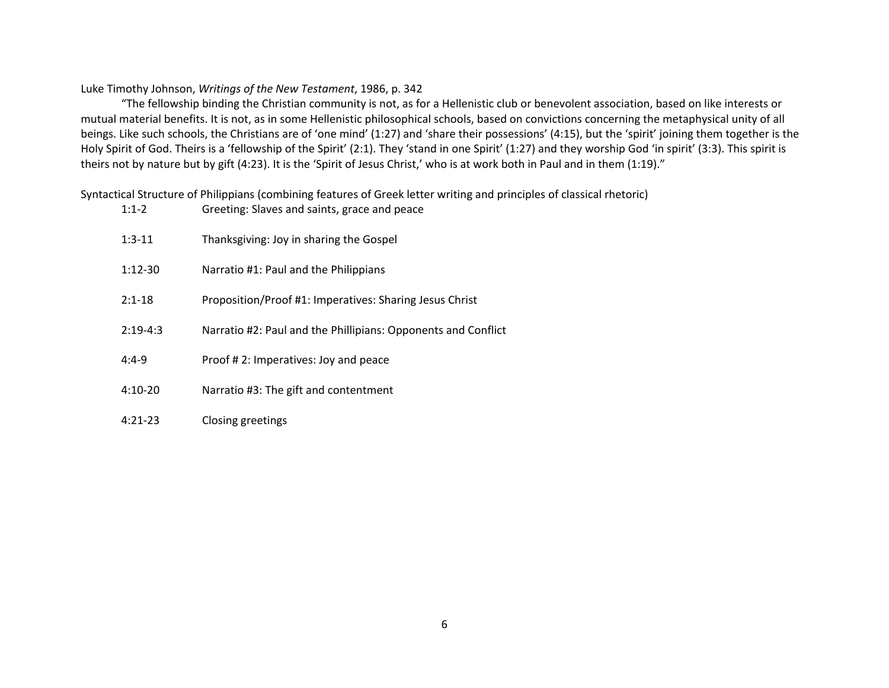Luke Timothy Johnson, *Writings of the New Testament*, 1986, p. 342

"The fellowship binding the Christian community is not, as for a Hellenistic club or benevolent association, based on like interests or mutual material benefits. It is not, as in some Hellenistic philosophical schools, based on convictions concerning the metaphysical unity of all beings. Like such schools, the Christians are of 'one mind' (1:27) and 'share their possessions' (4:15), but the 'spirit' joining them together is the Holy Spirit of God. Theirs is a 'fellowship of the Spirit' (2:1). They 'stand in one Spirit' (1:27) and they worship God 'in spirit' (3:3). This spirit is theirs not by nature but by gift (4:23). It is the 'Spirit of Jesus Christ,' who is at work both in Paul and in them (1:19)."

Syntactical Structure of Philippians (combining features of Greek letter writing and principles of classical rhetoric)

| | |
|---|---|
| 1:1-2 | Greeting: Slaves and saints, grace and peace |
| 1:3-11 | Thanksgiving: Joy in sharing the Gospel |
| 1:12-30 | Narratio #1: Paul and the Philippians |
| 2:1-18 | Proposition/Proof #1: Imperatives: Sharing Jesus Christ |
| 2:19-4:3 | Narratio #2: Paul and the Phillipians: Opponents and Conflict |
| 4:4-9 | Proof # 2: Imperatives: Joy and peace |
| 4:10-20 | Narratio #3: The gift and contentment |
| 4:21-23 | Closing greetings |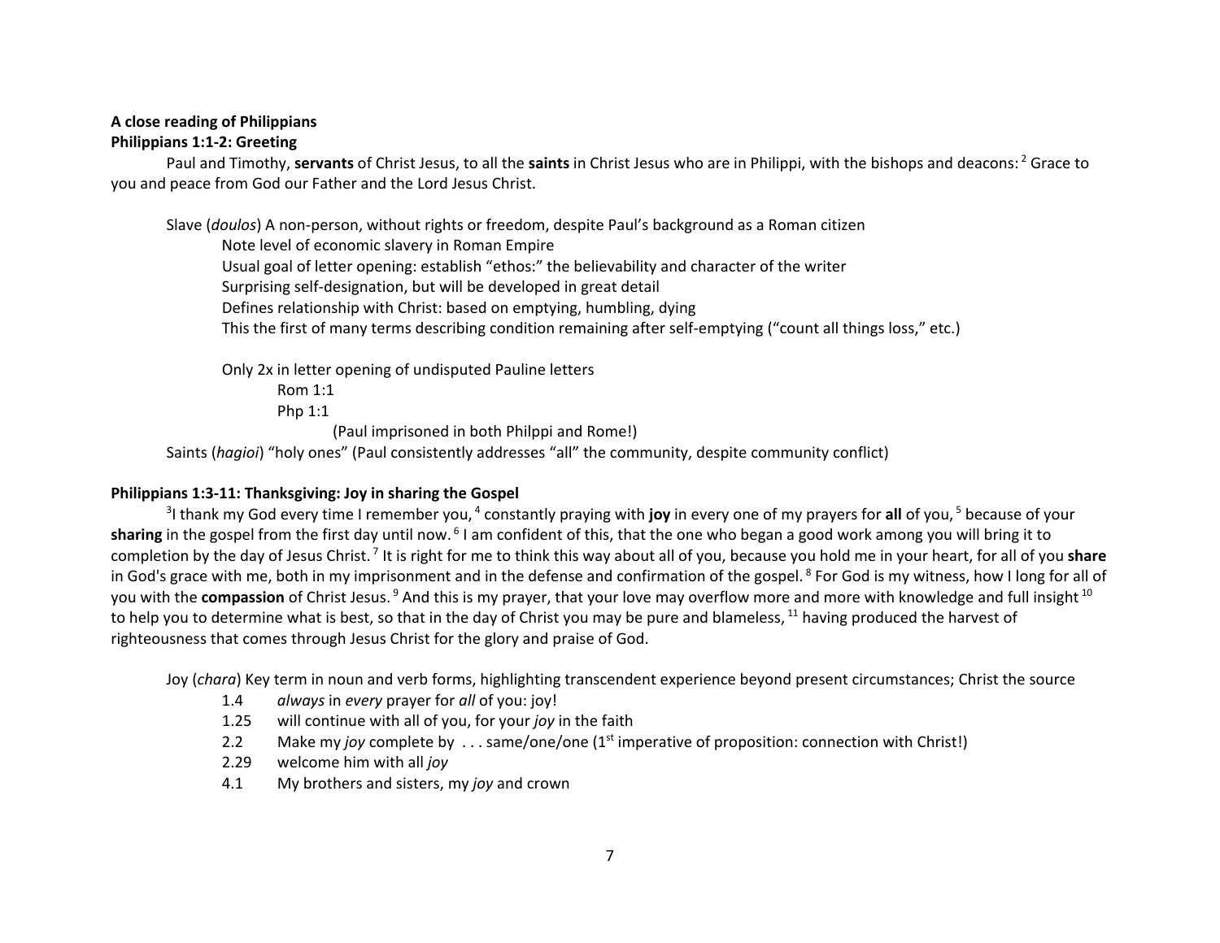**A close reading of Philippians**

**Philippians 1:1-2: Greeting**

Paul and Timothy, **servants** of Christ Jesus, to all the **saints** in Christ Jesus who are in Philippi, with the bishops and deacons: [2] Grace to you and peace from God our Father and the Lord Jesus Christ.

Slave (*doulos*) A non-person, without rights or freedom, despite Paul's background as a Roman citizen
- Note level of economic slavery in Roman Empire
- Usual goal of letter opening: establish "ethos:" the believability and character of the writer
- Surprising self-designation, but will be developed in great detail
- Defines relationship with Christ: based on emptying, humbling, dying
- This the first of many terms describing condition remaining after self-emptying ("count all things loss," etc.)

- Only 2x in letter opening of undisputed Pauline letters
  - Rom 1:1
  - Php 1:1
    - (Paul imprisoned in both Philppi and Rome!)

Saints (*hagioi*) "holy ones" (Paul consistently addresses "all" the community, despite community conflict)

**Philippians 1:3-11: Thanksgiving: Joy in sharing the Gospel**

[3]I thank my God every time I remember you, [4] constantly praying with **joy** in every one of my prayers for **all** of you, [5] because of your **sharing** in the gospel from the first day until now. [6] I am confident of this, that the one who began a good work among you will bring it to completion by the day of Jesus Christ. [7] It is right for me to think this way about all of you, because you hold me in your heart, for all of you **share** in God's grace with me, both in my imprisonment and in the defense and confirmation of the gospel. [8] For God is my witness, how I long for all of you with the **compassion** of Christ Jesus. [9] And this is my prayer, that your love may overflow more and more with knowledge and full insight [10] to help you to determine what is best, so that in the day of Christ you may be pure and blameless, [11] having produced the harvest of righteousness that comes through Jesus Christ for the glory and praise of God.

Joy (*chara*) Key term in noun and verb forms, highlighting transcendent experience beyond present circumstances; Christ the source
- 1.4 *always* in *every* prayer for *all* of you: joy!
- 1.25 will continue with all of you, for your *joy* in the faith
- 2.2 Make my *joy* complete by . . . same/one/one (1st imperative of proposition: connection with Christ!)
- 2.29 welcome him with all *joy*
- 4.1 My brothers and sisters, my *joy* and crown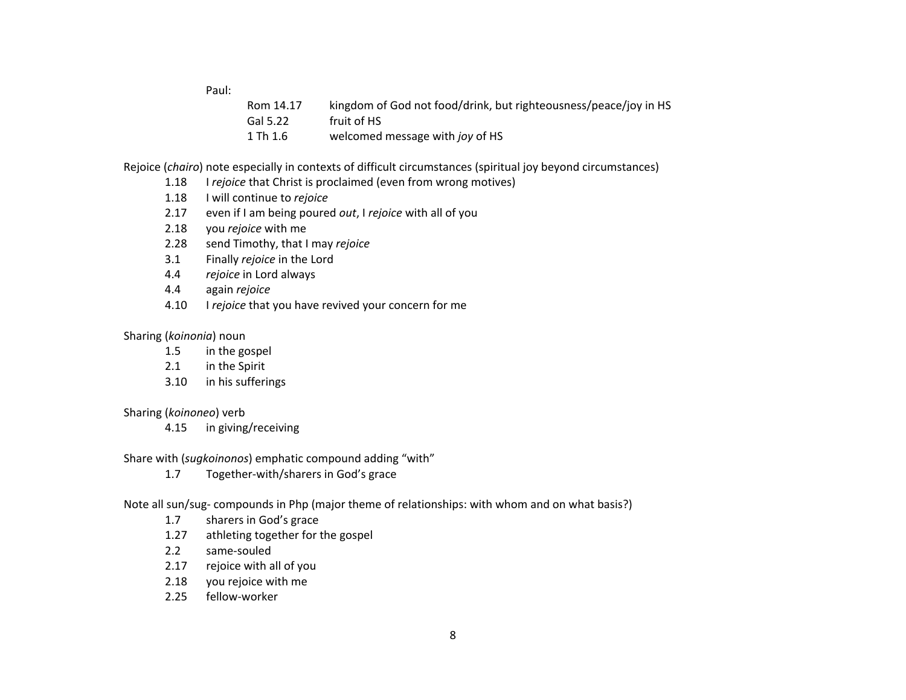Paul:

| | |
|---|---|
| Rom 14.17 | kingdom of God not food/drink, but righteousness/peace/joy in HS |
| Gal 5.22 | fruit of HS |
| 1 Th 1.6 | welcomed message with *joy* of HS |

Rejoice (*chairo*) note especially in contexts of difficult circumstances (spiritual joy beyond circumstances)

- 1.18 I *rejoice* that Christ is proclaimed (even from wrong motives)
- 1.18 I will continue to *rejoice*
- 2.17 even if I am being poured *out*, I *rejoice* with all of you
- 2.18 you *rejoice* with me
- 2.28 send Timothy, that I may *rejoice*
- 3.1 Finally *rejoice* in the Lord
- 4.4 *rejoice* in Lord always
- 4.4 again *rejoice*
- 4.10 I *rejoice* that you have revived your concern for me

Sharing (*koinonia*) noun

- 1.5 in the gospel
- 2.1 in the Spirit
- 3.10 in his sufferings

Sharing (*koinoneo*) verb

- 4.15 in giving/receiving

Share with (*sugkoinonos*) emphatic compound adding "with"

- 1.7 Together-with/sharers in God's grace

Note all sun/sug- compounds in Php (major theme of relationships: with whom and on what basis?)

- 1.7 sharers in God's grace
- 1.27 athleting together for the gospel
- 2.2 same-souled
- 2.17 rejoice with all of you
- 2.18 you rejoice with me
- 2.25 fellow-worker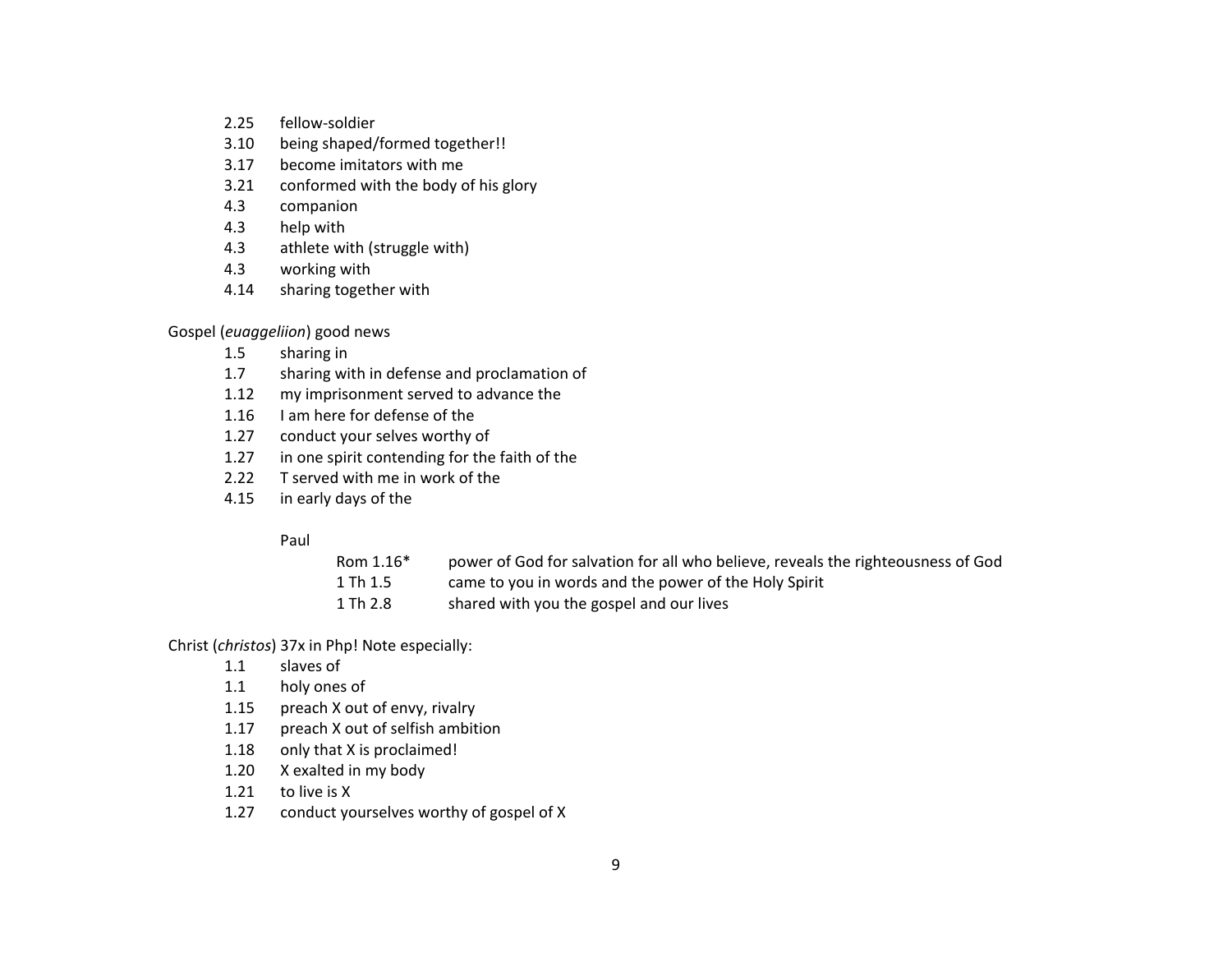2.25 fellow-soldier
3.10 being shaped/formed together!!
3.17 become imitators with me
3.21 conformed with the body of his glory
4.3 companion
4.3 help with
4.3 athlete with (struggle with)
4.3 working with
4.14 sharing together with

Gospel (*euaggeliion*) good news

1.5 sharing in
1.7 sharing with in defense and proclamation of
1.12 my imprisonment served to advance the
1.16 I am here for defense of the
1.27 conduct your selves worthy of
1.27 in one spirit contending for the faith of the
2.22 T served with me in work of the
4.15 in early days of the

Paul

| | |
|---|---|
| Rom 1.16* | power of God for salvation for all who believe, reveals the righteousness of God |
| 1 Th 1.5 | came to you in words and the power of the Holy Spirit |
| 1 Th 2.8 | shared with you the gospel and our lives |

Christ (*christos*) 37x in Php! Note especially:

1.1 slaves of
1.1 holy ones of
1.15 preach X out of envy, rivalry
1.17 preach X out of selfish ambition
1.18 only that X is proclaimed!
1.20 X exalted in my body
1.21 to live is X
1.27 conduct yourselves worthy of gospel of X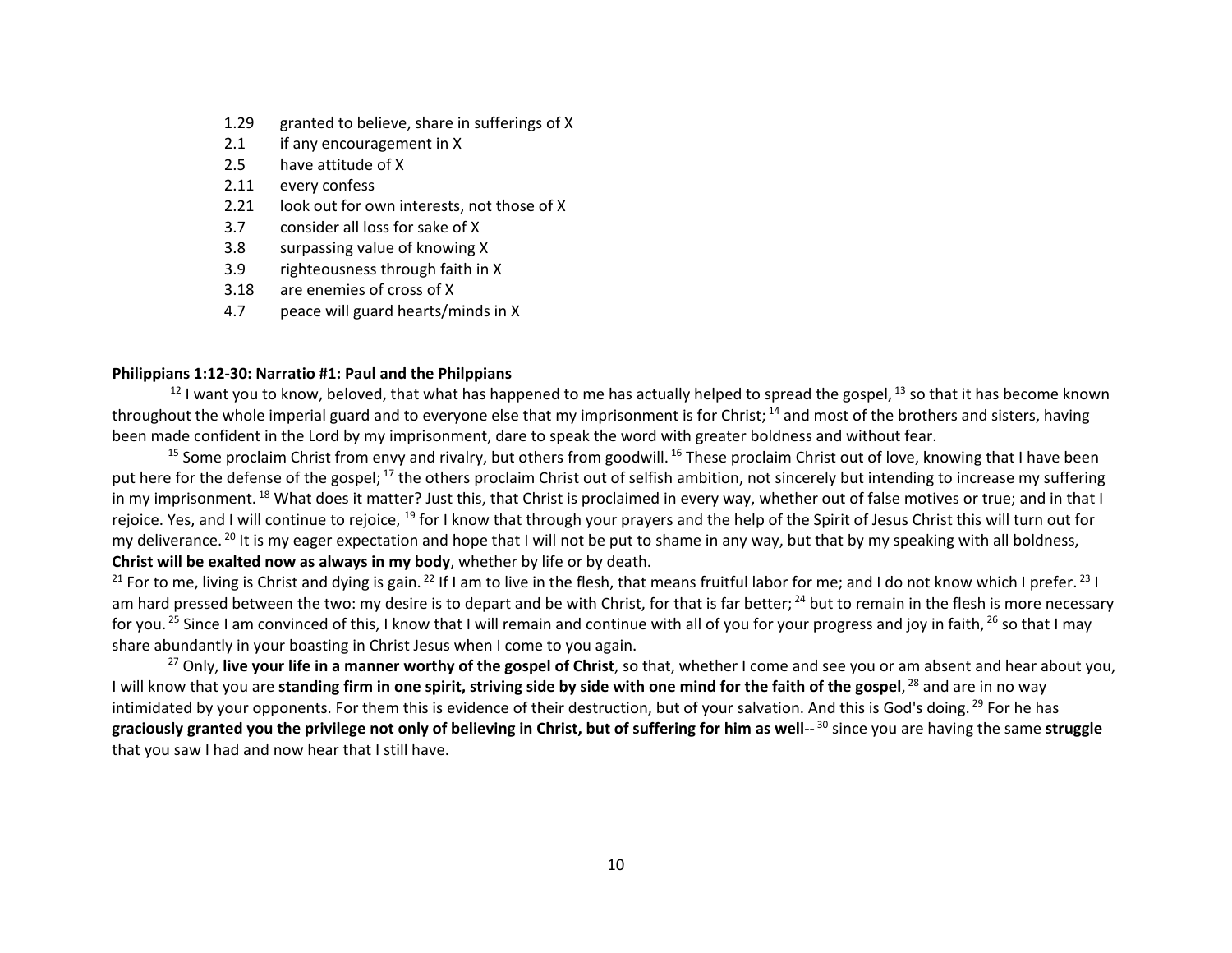1.29 granted to believe, share in sufferings of X
2.1 if any encouragement in X
2.5 have attitude of X
2.11 every confess
2.21 look out for own interests, not those of X
3.7 consider all loss for sake of X
3.8 surpassing value of knowing X
3.9 righteousness through faith in X
3.18 are enemies of cross of X
4.7 peace will guard hearts/minds in X

**Philippians 1:12-30: Narratio #1: Paul and the Philpians**

[12] I want you to know, beloved, that what has happened to me has actually helped to spread the gospel, [13] so that it has become known throughout the whole imperial guard and to everyone else that my imprisonment is for Christ; [14] and most of the brothers and sisters, having been made confident in the Lord by my imprisonment, dare to speak the word with greater boldness and without fear.

[15] Some proclaim Christ from envy and rivalry, but others from goodwill. [16] These proclaim Christ out of love, knowing that I have been put here for the defense of the gospel; [17] the others proclaim Christ out of selfish ambition, not sincerely but intending to increase my suffering in my imprisonment. [18] What does it matter? Just this, that Christ is proclaimed in every way, whether out of false motives or true; and in that I rejoice. Yes, and I will continue to rejoice, [19] for I know that through your prayers and the help of the Spirit of Jesus Christ this will turn out for my deliverance. [20] It is my eager expectation and hope that I will not be put to shame in any way, but that by my speaking with all boldness, **Christ will be exalted now as always in my body**, whether by life or by death.
[21] For to me, living is Christ and dying is gain. [22] If I am to live in the flesh, that means fruitful labor for me; and I do not know which I prefer. [23] I am hard pressed between the two: my desire is to depart and be with Christ, for that is far better; [24] but to remain in the flesh is more necessary for you. [25] Since I am convinced of this, I know that I will remain and continue with all of you for your progress and joy in faith, [26] so that I may share abundantly in your boasting in Christ Jesus when I come to you again.

[27] Only, **live your life in a manner worthy of the gospel of Christ**, so that, whether I come and see you or am absent and hear about you, I will know that you are **standing firm in one spirit, striving side by side with one mind for the faith of the gospel**, [28] and are in no way intimidated by your opponents. For them this is evidence of their destruction, but of your salvation. And this is God's doing. [29] For he has **graciously granted you the privilege not only of believing in Christ, but of suffering for him as well**-- [30] since you are having the same **struggle** that you saw I had and now hear that I still have.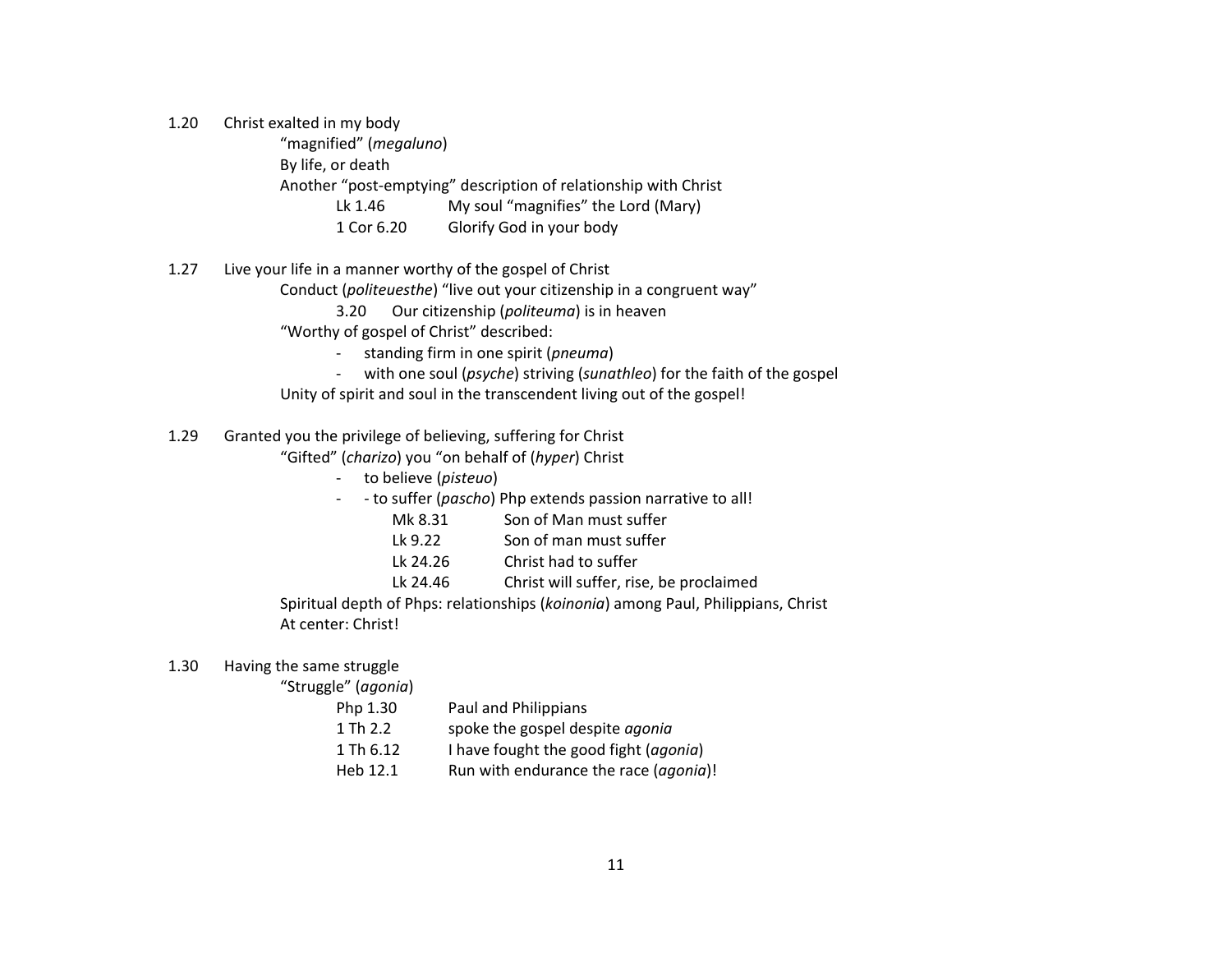1.20 Christ exalted in my body

"magnified" (*megaluno*)

By life, or death

Another "post-emptying" description of relationship with Christ

| | |
|---|---|
| Lk 1.46 | My soul "magnifies" the Lord (Mary) |
| 1 Cor 6.20 | Glorify God in your body |

1.27 Live your life in a manner worthy of the gospel of Christ

Conduct (*politeuesthe*) "live out your citizenship in a congruent way"

3.20 Our citizenship (*politeuma*) is in heaven

"Worthy of gospel of Christ" described:

- standing firm in one spirit (*pneuma*)
- with one soul (*psyche*) striving (*sunathleo*) for the faith of the gospel

Unity of spirit and soul in the transcendent living out of the gospel!

1.29 Granted you the privilege of believing, suffering for Christ

"Gifted" (*charizo*) you "on behalf of (*hyper*) Christ

- to believe (*pisteuo*)
- - to suffer (*pascho*) Php extends passion narrative to all!

| | |
|---|---|
| Mk 8.31 | Son of Man must suffer |
| Lk 9.22 | Son of man must suffer |
| Lk 24.26 | Christ had to suffer |
| Lk 24.46 | Christ will suffer, rise, be proclaimed |

Spiritual depth of Phps: relationships (*koinonia*) among Paul, Philippians, Christ

At center: Christ!

1.30 Having the same struggle

"Struggle" (*agonia*)

| | |
|---|---|
| Php 1.30 | Paul and Philippians |
| 1 Th 2.2 | spoke the gospel despite *agonia* |
| 1 Th 6.12 | I have fought the good fight (*agonia*) |
| Heb 12.1 | Run with endurance the race (*agonia*)! |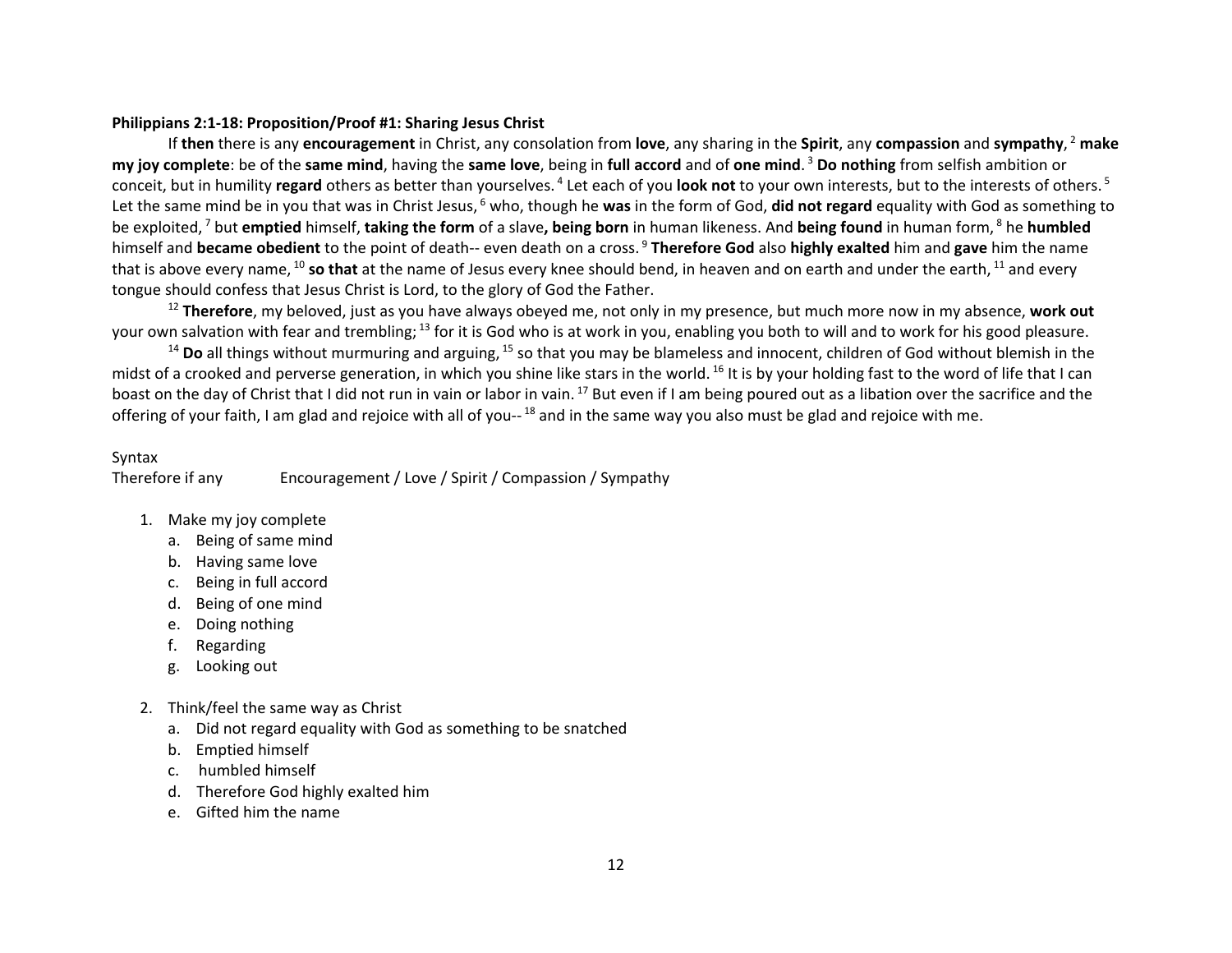**Philippians 2:1-18: Proposition/Proof #1: Sharing Jesus Christ**

If **then** there is any **encouragement** in Christ, any consolation from **love**, any sharing in the **Spirit**, any **compassion** and **sympathy**, [2] **make my joy complete**: be of the **same mind**, having the **same love**, being in **full accord** and of **one mind**. [3] **Do nothing** from selfish ambition or conceit, but in humility **regard** others as better than yourselves. [4] Let each of you **look not** to your own interests, but to the interests of others. [5] Let the same mind be in you that was in Christ Jesus, [6] who, though he **was** in the form of God, **did not regard** equality with God as something to be exploited, [7] but **emptied** himself, **taking the form** of a slave**, being born** in human likeness. And **being found** in human form, [8] he **humbled** himself and **became obedient** to the point of death-- even death on a cross. [9] **Therefore God** also **highly exalted** him and **gave** him the name that is above every name, [10] **so that** at the name of Jesus every knee should bend, in heaven and on earth and under the earth, [11] and every tongue should confess that Jesus Christ is Lord, to the glory of God the Father.

[12] **Therefore**, my beloved, just as you have always obeyed me, not only in my presence, but much more now in my absence, **work out** your own salvation with fear and trembling; [13] for it is God who is at work in you, enabling you both to will and to work for his good pleasure.

[14] **Do** all things without murmuring and arguing, [15] so that you may be blameless and innocent, children of God without blemish in the midst of a crooked and perverse generation, in which you shine like stars in the world. [16] It is by your holding fast to the word of life that I can boast on the day of Christ that I did not run in vain or labor in vain. [17] But even if I am being poured out as a libation over the sacrifice and the offering of your faith, I am glad and rejoice with all of you-- [18] and in the same way you also must be glad and rejoice with me.

Syntax

Therefore if any Encouragement / Love / Spirit / Compassion / Sympathy

1. Make my joy complete
   a. Being of same mind
   b. Having same love
   c. Being in full accord
   d. Being of one mind
   e. Doing nothing
   f. Regarding
   g. Looking out

2. Think/feel the same way as Christ
   a. Did not regard equality with God as something to be snatched
   b. Emptied himself
   c. humbled himself
   d. Therefore God highly exalted him
   e. Gifted him the name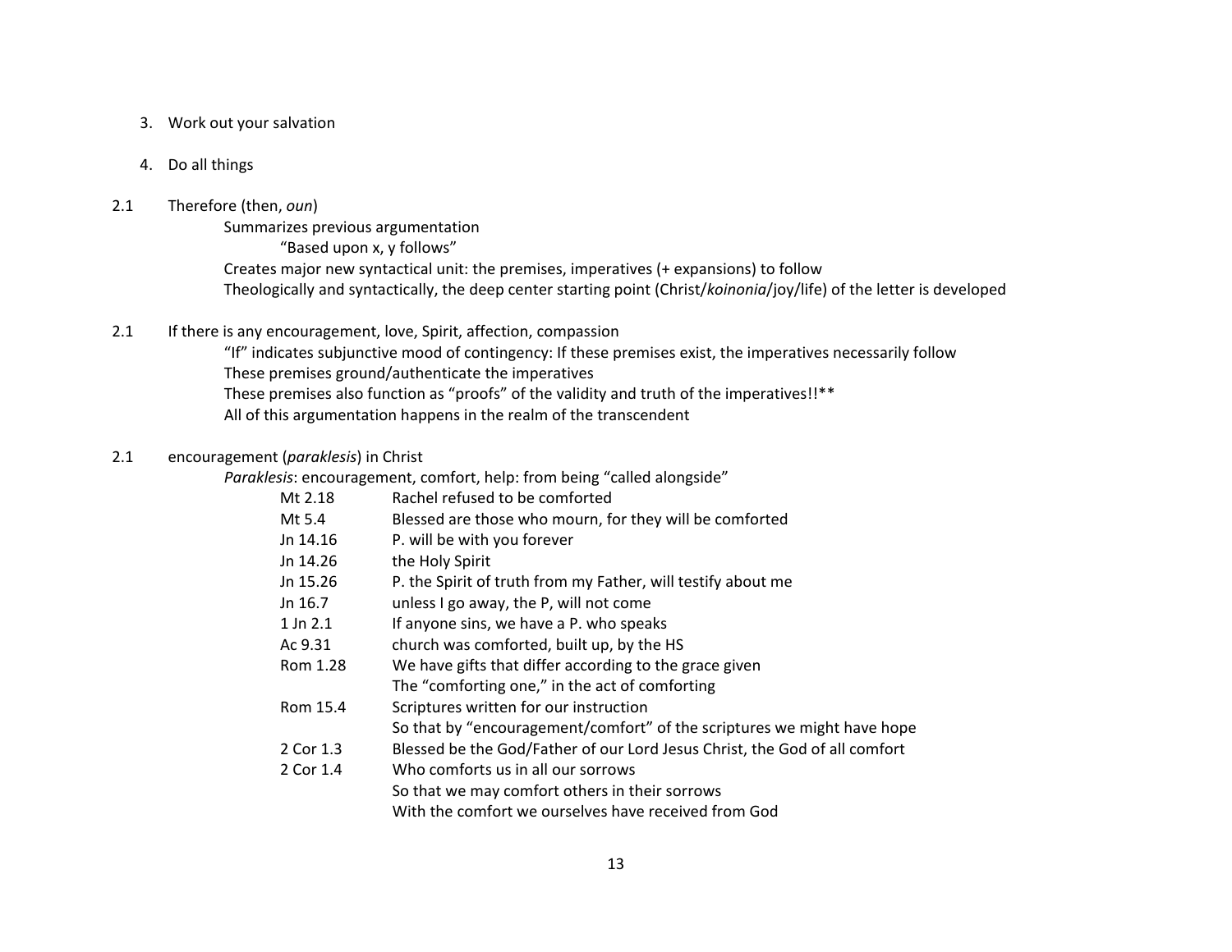3. Work out your salvation

4. Do all things

2.1 Therefore (then, *oun*)

Summarizes previous argumentation

"Based upon x, y follows"

Creates major new syntactical unit: the premises, imperatives (+ expansions) to follow

Theologically and syntactically, the deep center starting point (Christ/*koinonia*/joy/life) of the letter is developed

2.1 If there is any encouragement, love, Spirit, affection, compassion

"If" indicates subjunctive mood of contingency: If these premises exist, the imperatives necessarily follow

These premises ground/authenticate the imperatives

These premises also function as "proofs" of the validity and truth of the imperatives!!**

All of this argumentation happens in the realm of the transcendent

2.1 encouragement (*paraklesis*) in Christ

*Paraklesis*: encouragement, comfort, help: from being "called alongside"

| | |
|---|---|
| Mt 2.18 | Rachel refused to be comforted |
| Mt 5.4 | Blessed are those who mourn, for they will be comforted |
| Jn 14.16 | P. will be with you forever |
| Jn 14.26 | the Holy Spirit |
| Jn 15.26 | P. the Spirit of truth from my Father, will testify about me |
| Jn 16.7 | unless I go away, the P, will not come |
| 1 Jn 2.1 | If anyone sins, we have a P. who speaks |
| Ac 9.31 | church was comforted, built up, by the HS |
| Rom 1.28 | We have gifts that differ according to the grace given |
| | The "comforting one," in the act of comforting |
| Rom 15.4 | Scriptures written for our instruction |
| | So that by "encouragement/comfort" of the scriptures we might have hope |
| 2 Cor 1.3 | Blessed be the God/Father of our Lord Jesus Christ, the God of all comfort |
| 2 Cor 1.4 | Who comforts us in all our sorrows |
| | So that we may comfort others in their sorrows |
| | With the comfort we ourselves have received from God |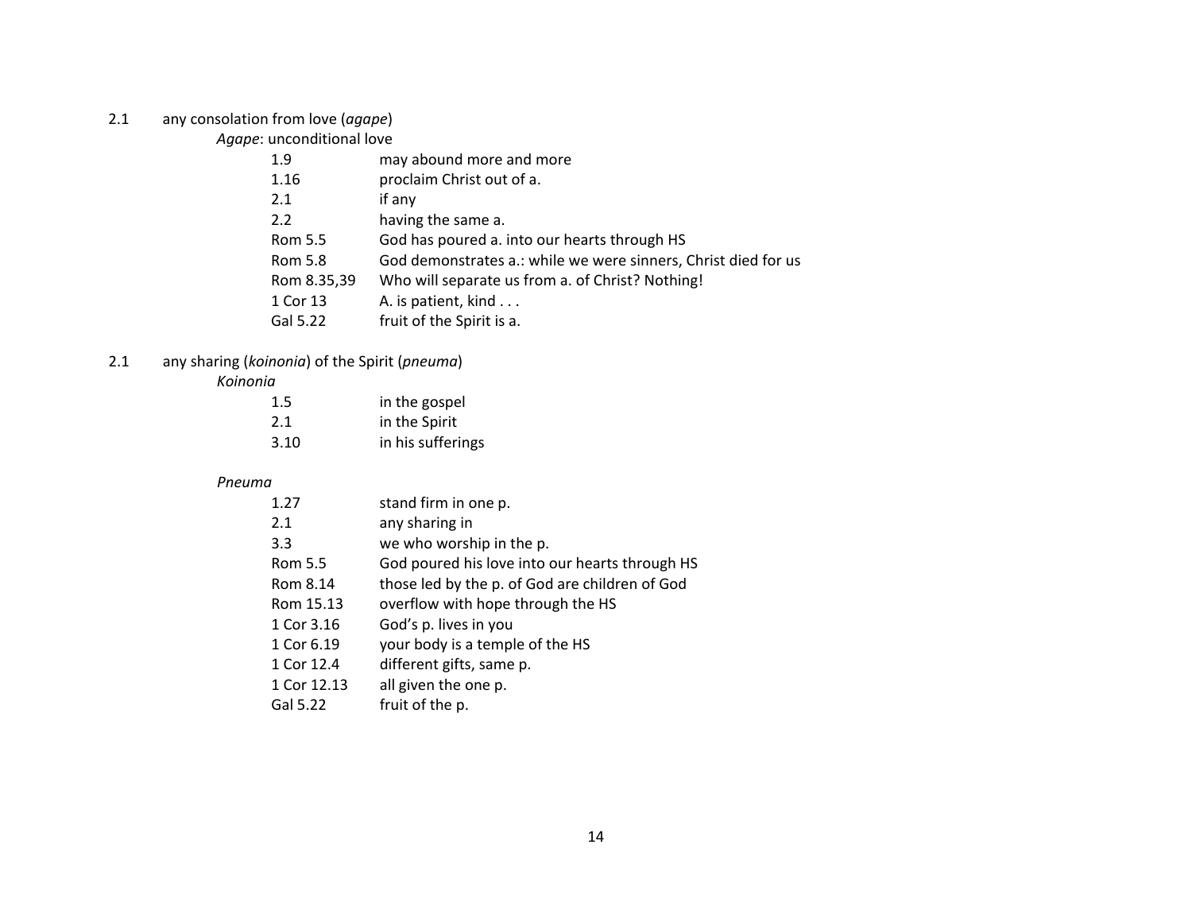2.1 any consolation from love (*agape*)

*Agape*: unconditional love

| | |
|---|---|
| 1.9 | may abound more and more |
| 1.16 | proclaim Christ out of a. |
| 2.1 | if any |
| 2.2 | having the same a. |
| Rom 5.5 | God has poured a. into our hearts through HS |
| Rom 5.8 | God demonstrates a.: while we were sinners, Christ died for us |
| Rom 8.35,39 | Who will separate us from a. of Christ? Nothing! |
| 1 Cor 13 | A. is patient, kind . . . |
| Gal 5.22 | fruit of the Spirit is a. |

2.1 any sharing (*koinonia*) of the Spirit (*pneuma*)

*Koinonia*

| | |
|---|---|
| 1.5 | in the gospel |
| 2.1 | in the Spirit |
| 3.10 | in his sufferings |

*Pneuma*

| | |
|---|---|
| 1.27 | stand firm in one p. |
| 2.1 | any sharing in |
| 3.3 | we who worship in the p. |
| Rom 5.5 | God poured his love into our hearts through HS |
| Rom 8.14 | those led by the p. of God are children of God |
| Rom 15.13 | overflow with hope through the HS |
| 1 Cor 3.16 | God's p. lives in you |
| 1 Cor 6.19 | your body is a temple of the HS |
| 1 Cor 12.4 | different gifts, same p. |
| 1 Cor 12.13 | all given the one p. |
| Gal 5.22 | fruit of the p. |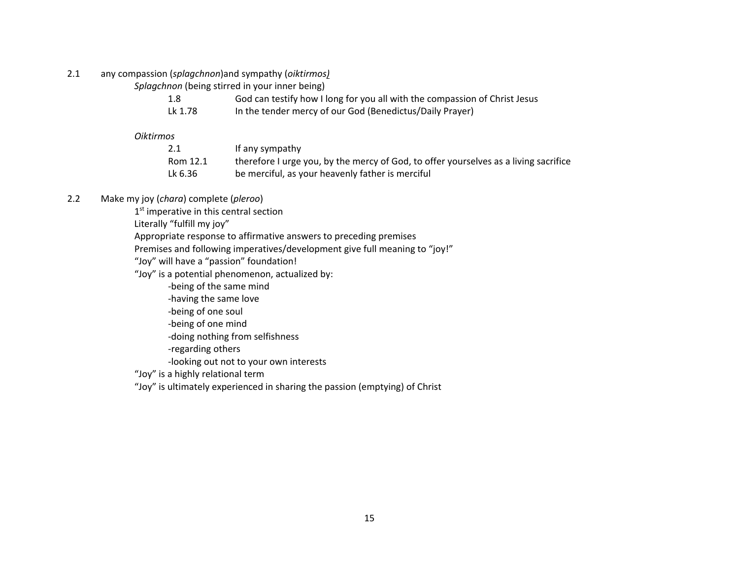2.1 any compassion (*splagchnon*)and sympathy (*oiktirmos)*

*Splagchnon* (being stirred in your inner being)

| | |
|---|---|
| 1.8 | God can testify how I long for you all with the compassion of Christ Jesus |
| Lk 1.78 | In the tender mercy of our God (Benedictus/Daily Prayer) |

*Oiktirmos*

| | |
|---|---|
| 2.1 | If any sympathy |
| Rom 12.1 | therefore I urge you, by the mercy of God, to offer yourselves as a living sacrifice |
| Lk 6.36 | be merciful, as your heavenly father is merciful |

2.2 Make my joy (*chara*) complete (*pleroo*)

1st imperative in this central section

Literally "fulfill my joy"

Appropriate response to affirmative answers to preceding premises

Premises and following imperatives/development give full meaning to "joy!"

"Joy" will have a "passion" foundation!

"Joy" is a potential phenomenon, actualized by:

- being of the same mind
- having the same love
- being of one soul
- being of one mind
- doing nothing from selfishness
- regarding others
- looking out not to your own interests

"Joy" is a highly relational term

"Joy" is ultimately experienced in sharing the passion (emptying) of Christ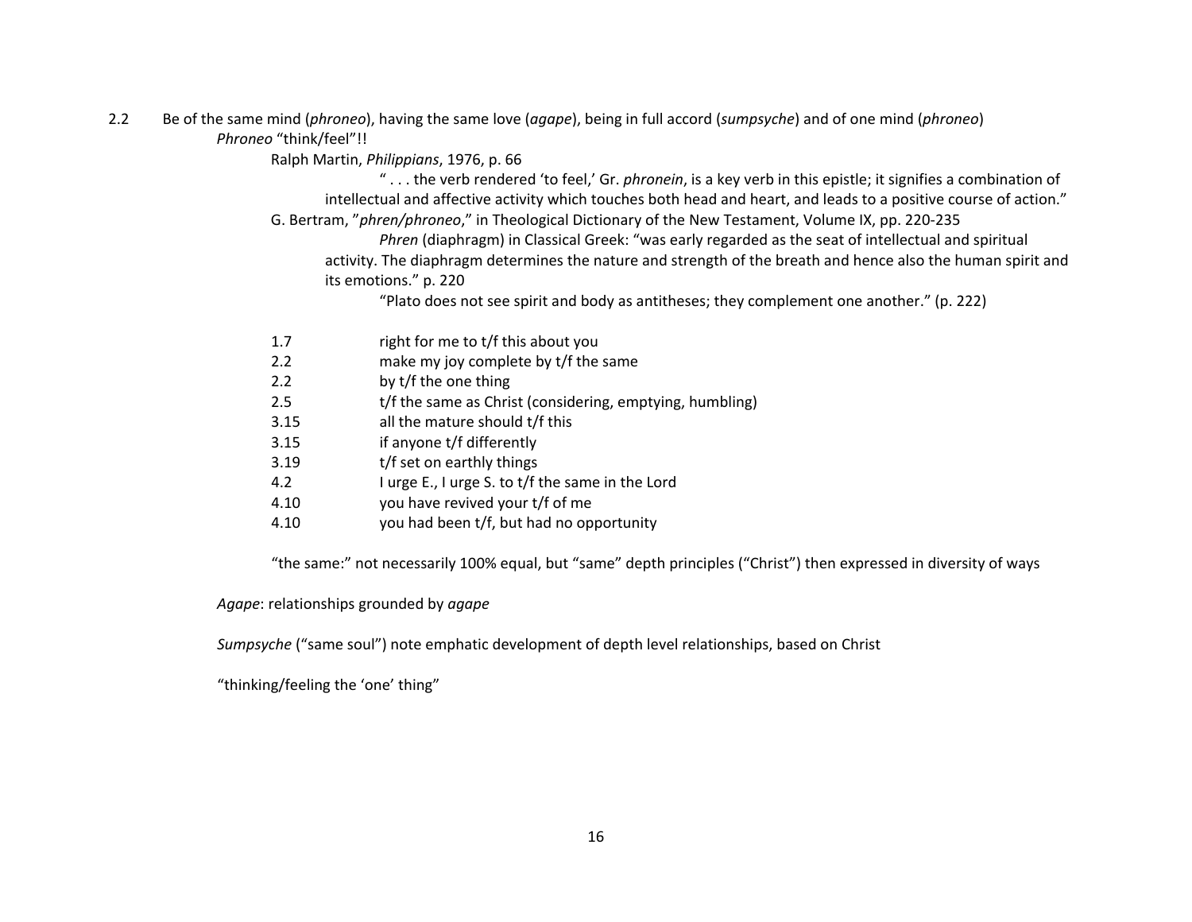2.2 Be of the same mind (*phroneo*), having the same love (*agape*), being in full accord (*sumpsyche*) and of one mind (*phroneo*)

*Phroneo* "think/feel"!!

Ralph Martin, *Philippians*, 1976, p. 66

" . . . the verb rendered 'to feel,' Gr. *phronein*, is a key verb in this epistle; it signifies a combination of intellectual and affective activity which touches both head and heart, and leads to a positive course of action."

G. Bertram, "*phren/phroneo*," in Theological Dictionary of the New Testament, Volume IX, pp. 220-235

*Phren* (diaphragm) in Classical Greek: "was early regarded as the seat of intellectual and spiritual activity. The diaphragm determines the nature and strength of the breath and hence also the human spirit and its emotions." p. 220

"Plato does not see spirit and body as antitheses; they complement one another." (p. 222)

| | |
|---|---|
| 1.7 | right for me to t/f this about you |
| 2.2 | make my joy complete by t/f the same |
| 2.2 | by t/f the one thing |
| 2.5 | t/f the same as Christ (considering, emptying, humbling) |
| 3.15 | all the mature should t/f this |
| 3.15 | if anyone t/f differently |
| 3.19 | t/f set on earthly things |
| 4.2 | I urge E., I urge S. to t/f the same in the Lord |
| 4.10 | you have revived your t/f of me |
| 4.10 | you had been t/f, but had no opportunity |

"the same:" not necessarily 100% equal, but "same" depth principles ("Christ") then expressed in diversity of ways

*Agape*: relationships grounded by *agape*

*Sumpsyche* ("same soul") note emphatic development of depth level relationships, based on Christ

"thinking/feeling the 'one' thing"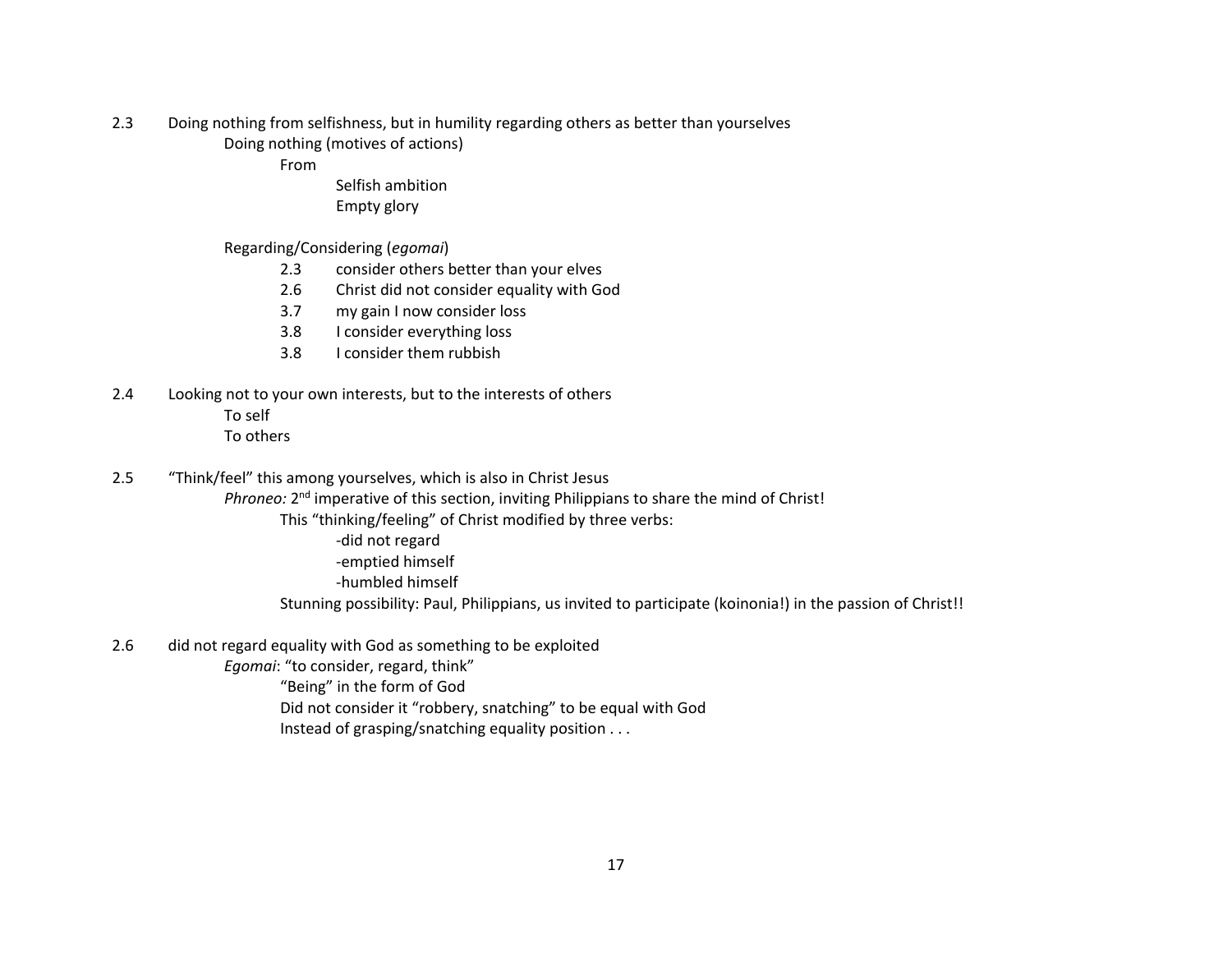2.3 Doing nothing from selfishness, but in humility regarding others as better than yourselves

- Doing nothing (motives of actions)
  - From
    - Selfish ambition
    - Empty glory

- Regarding/Considering (*egomai*)
  - 2.3 consider others better than your elves
  - 2.6 Christ did not consider equality with God
  - 3.7 my gain I now consider loss
  - 3.8 I consider everything loss
  - 3.8 I consider them rubbish

2.4 Looking not to your own interests, but to the interests of others

- To self
- To others

2.5 "Think/feel" this among yourselves, which is also in Christ Jesus

- *Phroneo:* 2nd imperative of this section, inviting Philippians to share the mind of Christ!
  - This "thinking/feeling" of Christ modified by three verbs:
    - -did not regard
    - -emptied himself
    - -humbled himself
  - Stunning possibility: Paul, Philippians, us invited to participate (koinonia!) in the passion of Christ!!

2.6 did not regard equality with God as something to be exploited

- *Egomai*: "to consider, regard, think"
  - "Being" in the form of God
  - Did not consider it "robbery, snatching" to be equal with God
  - Instead of grasping/snatching equality position . . .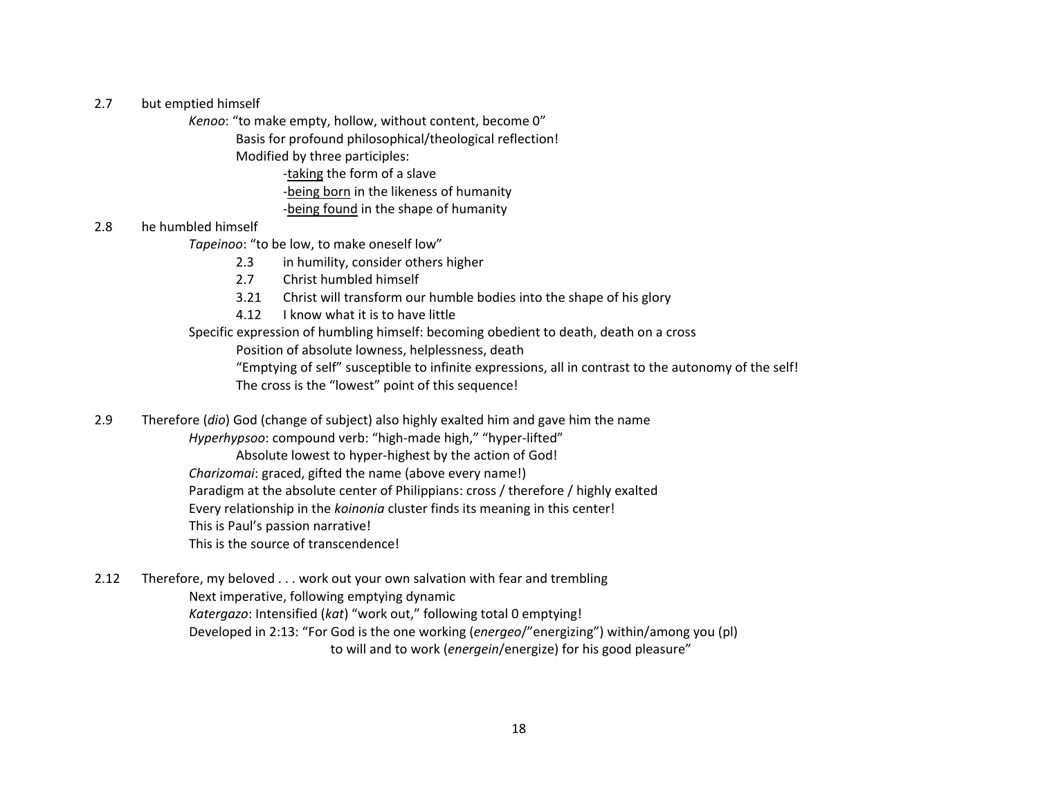2.7 but emptied himself

*Kenoo*: "to make empty, hollow, without content, become 0"

Basis for profound philosophical/theological reflection!

Modified by three participles:

- <u>taking</u> the form of a slave
- <u>being born</u> in the likeness of humanity
- <u>being found</u> in the shape of humanity

2.8 he humbled himself

*Tapeinoo*: "to be low, to make oneself low"

- 2.3 in humility, consider others higher
- 2.7 Christ humbled himself
- 3.21 Christ will transform our humble bodies into the shape of his glory
- 4.12 I know what it is to have little

Specific expression of humbling himself: becoming obedient to death, death on a cross

Position of absolute lowness, helplessness, death

"Emptying of self" susceptible to infinite expressions, all in contrast to the autonomy of the self!

The cross is the "lowest" point of this sequence!

2.9 Therefore (*dio*) God (change of subject) also highly exalted him and gave him the name

*Hyperhypsoo*: compound verb: "high-made high," "hyper-lifted"

Absolute lowest to hyper-highest by the action of God!

*Charizomai*: graced, gifted the name (above every name!)

Paradigm at the absolute center of Philippians: cross / therefore / highly exalted

Every relationship in the *koinonia* cluster finds its meaning in this center!

This is Paul's passion narrative!

This is the source of transcendence!

2.12 Therefore, my beloved . . . work out your own salvation with fear and trembling

Next imperative, following emptying dynamic

*Katergazo*: Intensified (*kat*) "work out," following total 0 emptying!

Developed in 2:13: "For God is the one working (*energeo*/"energizing") within/among you (pl) to will and to work (*energein*/energize) for his good pleasure"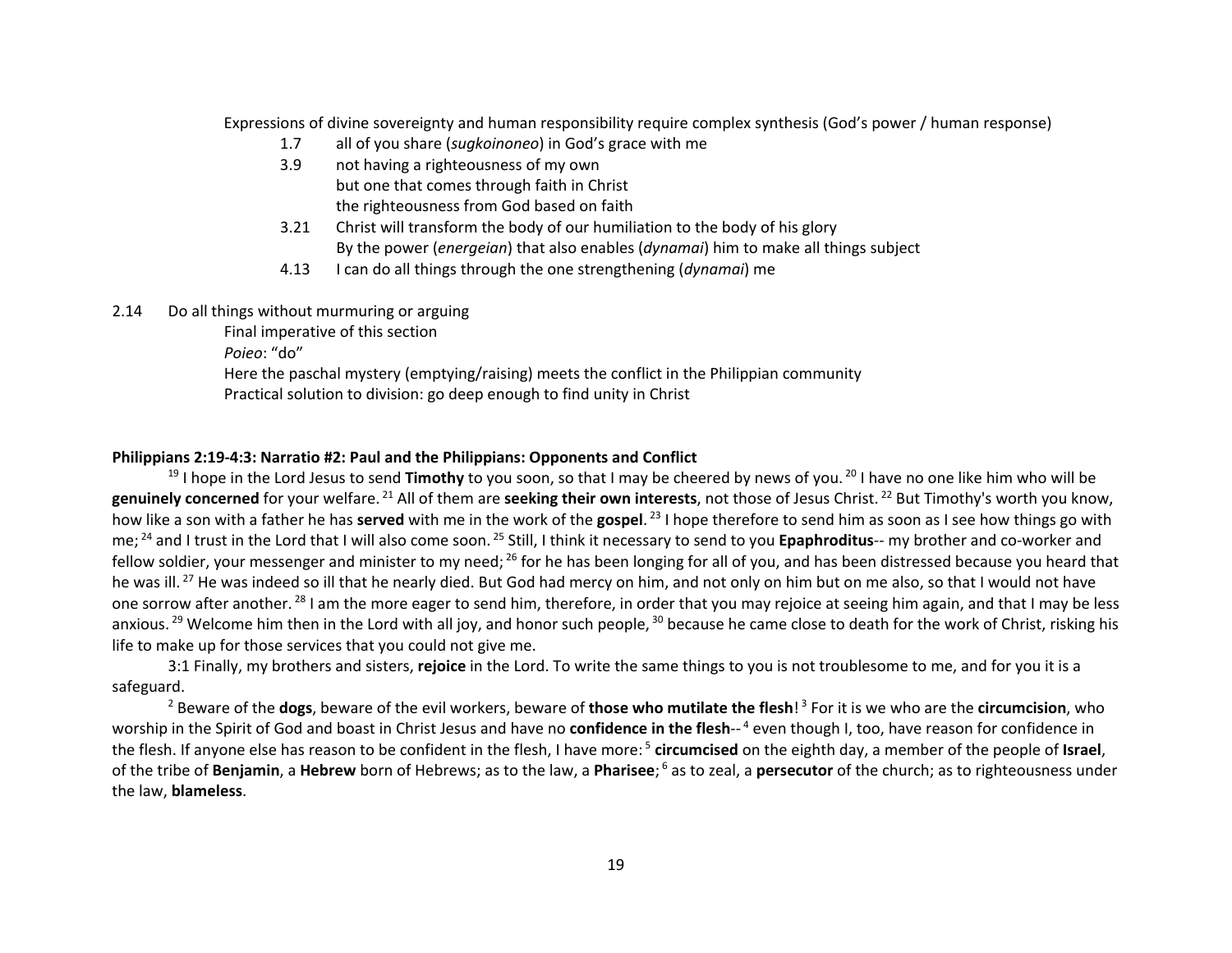Expressions of divine sovereignty and human responsibility require complex synthesis (God's power / human response)

1.7 all of you share (*sugkoinoneo*) in God's grace with me

3.9 not having a righteousness of my own
but one that comes through faith in Christ
the righteousness from God based on faith

3.21 Christ will transform the body of our humiliation to the body of his glory
By the power (*energeian*) that also enables (*dynamai*) him to make all things subject

4.13 I can do all things through the one strengthening (*dynamai*) me

2.14 Do all things without murmuring or arguing
Final imperative of this section
*Poieo*: "do"
Here the paschal mystery (emptying/raising) meets the conflict in the Philippian community
Practical solution to division: go deep enough to find unity in Christ

**Philippians 2:19-4:3: Narratio #2: Paul and the Philippians: Opponents and Conflict**

[19] I hope in the Lord Jesus to send **Timothy** to you soon, so that I may be cheered by news of you. [20] I have no one like him who will be **genuinely concerned** for your welfare. [21] All of them are **seeking their own interests**, not those of Jesus Christ. [22] But Timothy's worth you know, how like a son with a father he has **served** with me in the work of the **gospel**. [23] I hope therefore to send him as soon as I see how things go with me; [24] and I trust in the Lord that I will also come soon. [25] Still, I think it necessary to send to you **Epaphroditus**-- my brother and co-worker and fellow soldier, your messenger and minister to my need; [26] for he has been longing for all of you, and has been distressed because you heard that he was ill. [27] He was indeed so ill that he nearly died. But God had mercy on him, and not only on him but on me also, so that I would not have one sorrow after another. [28] I am the more eager to send him, therefore, in order that you may rejoice at seeing him again, and that I may be less anxious. [29] Welcome him then in the Lord with all joy, and honor such people, [30] because he came close to death for the work of Christ, risking his life to make up for those services that you could not give me.

3:1 Finally, my brothers and sisters, **rejoice** in the Lord. To write the same things to you is not troublesome to me, and for you it is a safeguard.

[2] Beware of the **dogs**, beware of the evil workers, beware of **those who mutilate the flesh**! [3] For it is we who are the **circumcision**, who worship in the Spirit of God and boast in Christ Jesus and have no **confidence in the flesh**-- [4] even though I, too, have reason for confidence in the flesh. If anyone else has reason to be confident in the flesh, I have more: [5] **circumcised** on the eighth day, a member of the people of **Israel**, of the tribe of **Benjamin**, a **Hebrew** born of Hebrews; as to the law, a **Pharisee**; [6] as to zeal, a **persecutor** of the church; as to righteousness under the law, **blameless**.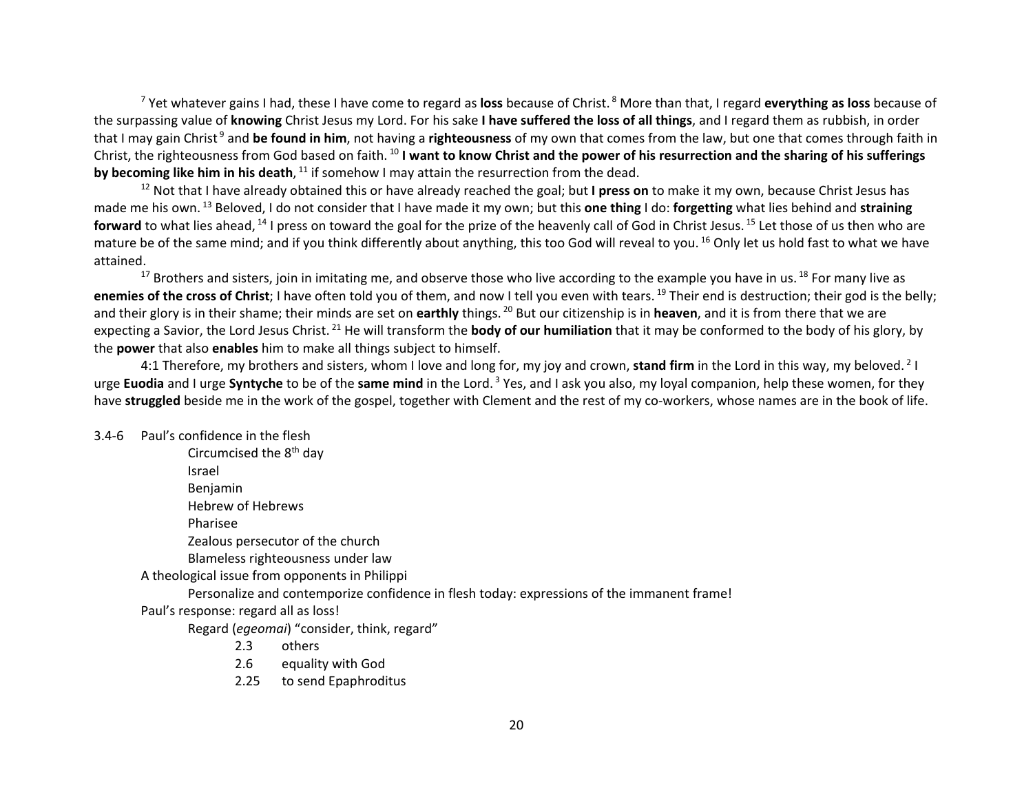[7] Yet whatever gains I had, these I have come to regard as **loss** because of Christ. [8] More than that, I regard **everything as loss** because of the surpassing value of **knowing** Christ Jesus my Lord. For his sake **I have suffered the loss of all things**, and I regard them as rubbish, in order that I may gain Christ [9] and **be found in him**, not having a **righteousness** of my own that comes from the law, but one that comes through faith in Christ, the righteousness from God based on faith. [10] **I want to know Christ and the power of his resurrection and the sharing of his sufferings by becoming like him in his death**, [11] if somehow I may attain the resurrection from the dead.

[12] Not that I have already obtained this or have already reached the goal; but **I press on** to make it my own, because Christ Jesus has made me his own. [13] Beloved, I do not consider that I have made it my own; but this **one thing** I do: **forgetting** what lies behind and **straining forward** to what lies ahead, [14] I press on toward the goal for the prize of the heavenly call of God in Christ Jesus. [15] Let those of us then who are mature be of the same mind; and if you think differently about anything, this too God will reveal to you. [16] Only let us hold fast to what we have attained.

[17] Brothers and sisters, join in imitating me, and observe those who live according to the example you have in us. [18] For many live as **enemies of the cross of Christ**; I have often told you of them, and now I tell you even with tears. [19] Their end is destruction; their god is the belly; and their glory is in their shame; their minds are set on **earthly** things. [20] But our citizenship is in **heaven**, and it is from there that we are expecting a Savior, the Lord Jesus Christ. [21] He will transform the **body of our humiliation** that it may be conformed to the body of his glory, by the **power** that also **enables** him to make all things subject to himself.

4:1 Therefore, my brothers and sisters, whom I love and long for, my joy and crown, **stand firm** in the Lord in this way, my beloved. [2] I urge **Euodia** and I urge **Syntyche** to be of the **same mind** in the Lord. [3] Yes, and I ask you also, my loyal companion, help these women, for they have **struggled** beside me in the work of the gospel, together with Clement and the rest of my co-workers, whose names are in the book of life.

3.4-6 Paul's confidence in the flesh
- Circumcised the 8th day
- Israel
- Benjamin
- Hebrew of Hebrews
- Pharisee
- Zealous persecutor of the church
- Blameless righteousness under law

A theological issue from opponents in Philippi
- Personalize and contemporize confidence in flesh today: expressions of the immanent frame!

Paul's response: regard all as loss!
- Regard (*egeomai*) "consider, think, regard"
  - 2.3 others
  - 2.6 equality with God
  - 2.25 to send Epaphroditus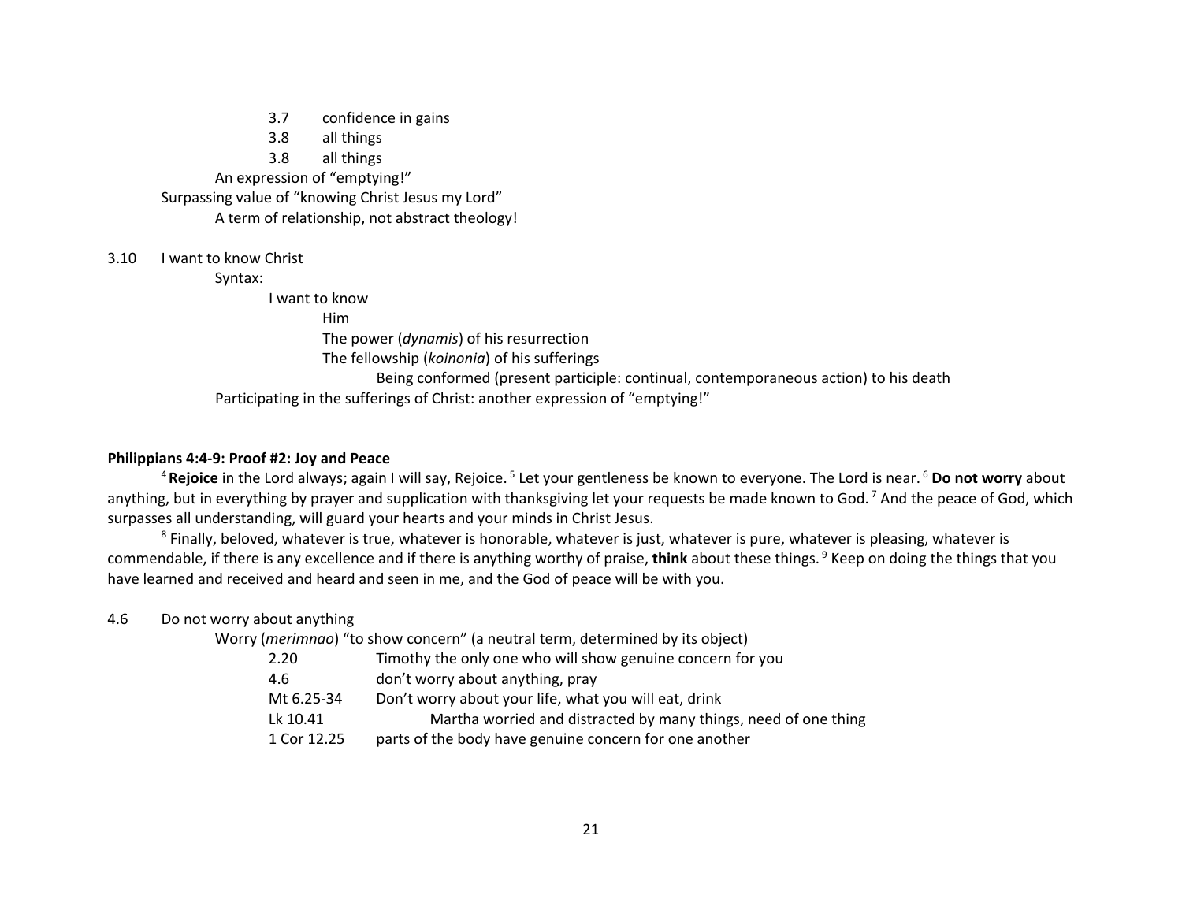- 3.7 confidence in gains
- 3.8 all things
- 3.8 all things

An expression of "emptying!"

Surpassing value of "knowing Christ Jesus my Lord"

A term of relationship, not abstract theology!

3.10 I want to know Christ

Syntax:

- I want to know
  - Him
  - The power (*dynamis*) of his resurrection
  - The fellowship (*koinonia*) of his sufferings
    - Being conformed (present participle: continual, contemporaneous action) to his death

Participating in the sufferings of Christ: another expression of "emptying!"

**Philippians 4:4-9: Proof #2: Joy and Peace**

[4] **Rejoice** in the Lord always; again I will say, Rejoice. [5] Let your gentleness be known to everyone. The Lord is near. [6] **Do not worry** about anything, but in everything by prayer and supplication with thanksgiving let your requests be made known to God. [7] And the peace of God, which surpasses all understanding, will guard your hearts and your minds in Christ Jesus.

[8] Finally, beloved, whatever is true, whatever is honorable, whatever is just, whatever is pure, whatever is pleasing, whatever is commendable, if there is any excellence and if there is anything worthy of praise, **think** about these things. [9] Keep on doing the things that you have learned and received and heard and seen in me, and the God of peace will be with you.

4.6 Do not worry about anything

Worry (*merimnao*) "to show concern" (a neutral term, determined by its object)

- 2.20 Timothy the only one who will show genuine concern for you
- 4.6 don't worry about anything, pray
- Mt 6.25-34 Don't worry about your life, what you will eat, drink
- Lk 10.41 Martha worried and distracted by many things, need of one thing
- 1 Cor 12.25 parts of the body have genuine concern for one another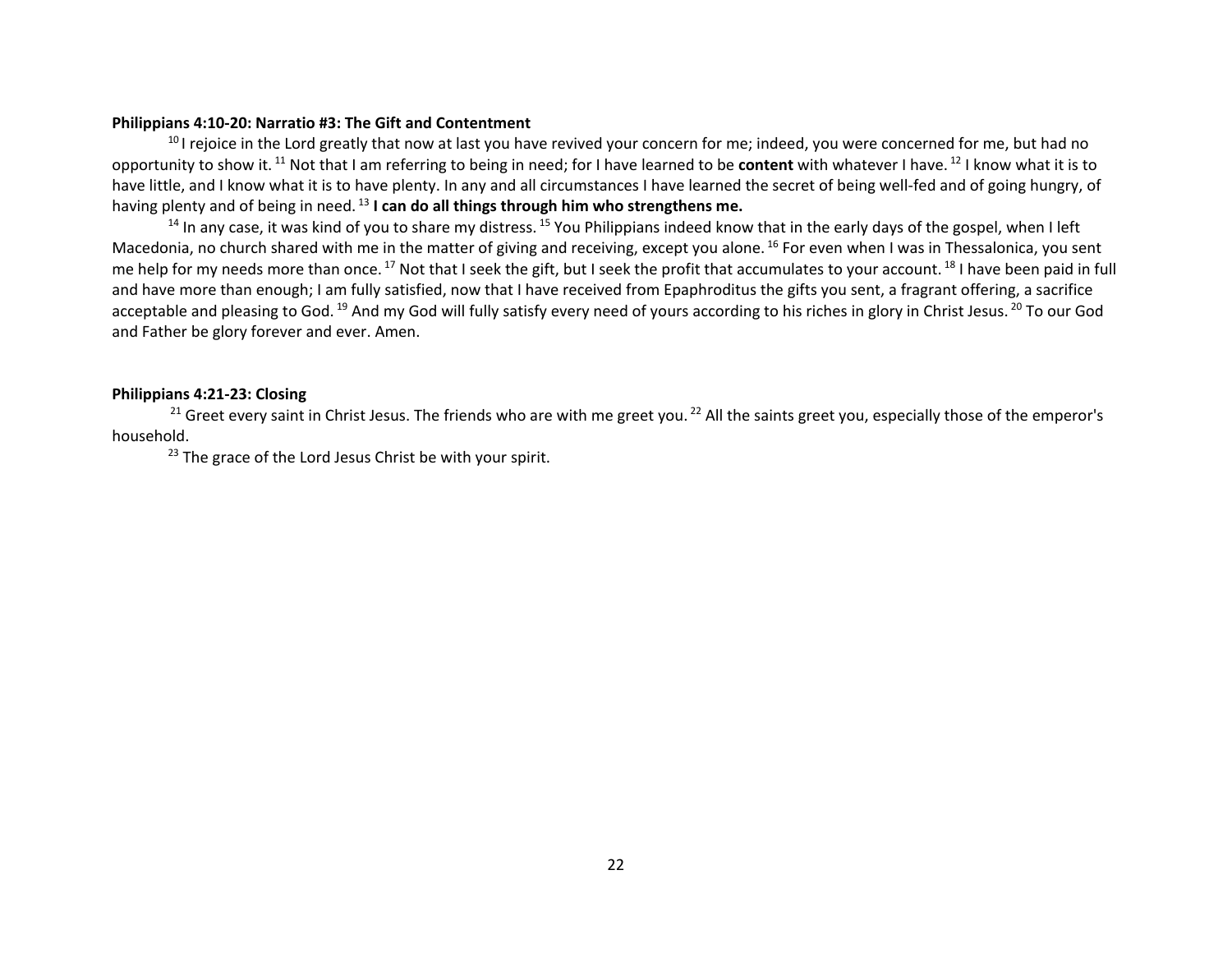**Philippians 4:10-20: Narratio #3: The Gift and Contentment**

[10] I rejoice in the Lord greatly that now at last you have revived your concern for me; indeed, you were concerned for me, but had no opportunity to show it. [11] Not that I am referring to being in need; for I have learned to be **content** with whatever I have. [12] I know what it is to have little, and I know what it is to have plenty. In any and all circumstances I have learned the secret of being well-fed and of going hungry, of having plenty and of being in need. [13] **I can do all things through him who strengthens me.**

[14] In any case, it was kind of you to share my distress. [15] You Philippians indeed know that in the early days of the gospel, when I left Macedonia, no church shared with me in the matter of giving and receiving, except you alone. [16] For even when I was in Thessalonica, you sent me help for my needs more than once. [17] Not that I seek the gift, but I seek the profit that accumulates to your account. [18] I have been paid in full and have more than enough; I am fully satisfied, now that I have received from Epaphroditus the gifts you sent, a fragrant offering, a sacrifice acceptable and pleasing to God. [19] And my God will fully satisfy every need of yours according to his riches in glory in Christ Jesus. [20] To our God and Father be glory forever and ever. Amen.

**Philippians 4:21-23: Closing**

[21] Greet every saint in Christ Jesus. The friends who are with me greet you. [22] All the saints greet you, especially those of the emperor's household.

[23] The grace of the Lord Jesus Christ be with your spirit.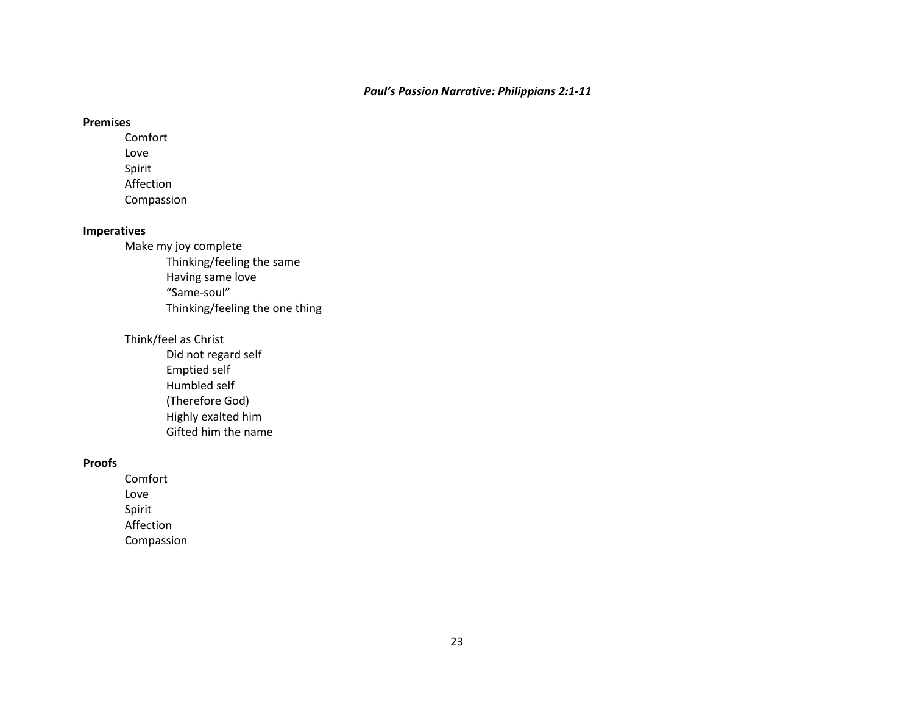***Paul's Passion Narrative: Philippians 2:1-11***

**Premises**

- Comfort
- Love
- Spirit
- Affection
- Compassion

**Imperatives**

- Make my joy complete
  - Thinking/feeling the same
  - Having same love
  - "Same-soul"
  - Thinking/feeling the one thing

- Think/feel as Christ
  - Did not regard self
  - Emptied self
  - Humbled self
  - (Therefore God)
  - Highly exalted him
  - Gifted him the name

**Proofs**

- Comfort
- Love
- Spirit
- Affection
- Compassion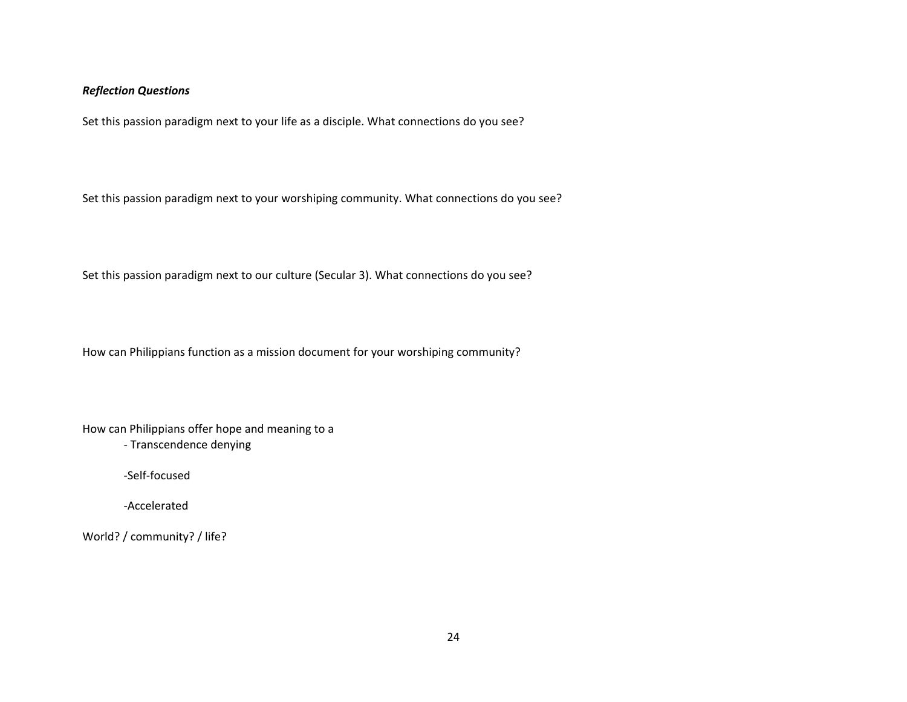***Reflection Questions***

Set this passion paradigm next to your life as a disciple. What connections do you see?

Set this passion paradigm next to your worshiping community. What connections do you see?

Set this passion paradigm next to our culture (Secular 3). What connections do you see?

How can Philippians function as a mission document for your worshiping community?

How can Philippians offer hope and meaning to a

- Transcendence denying

- Self-focused

- Accelerated

World? / community? / life?